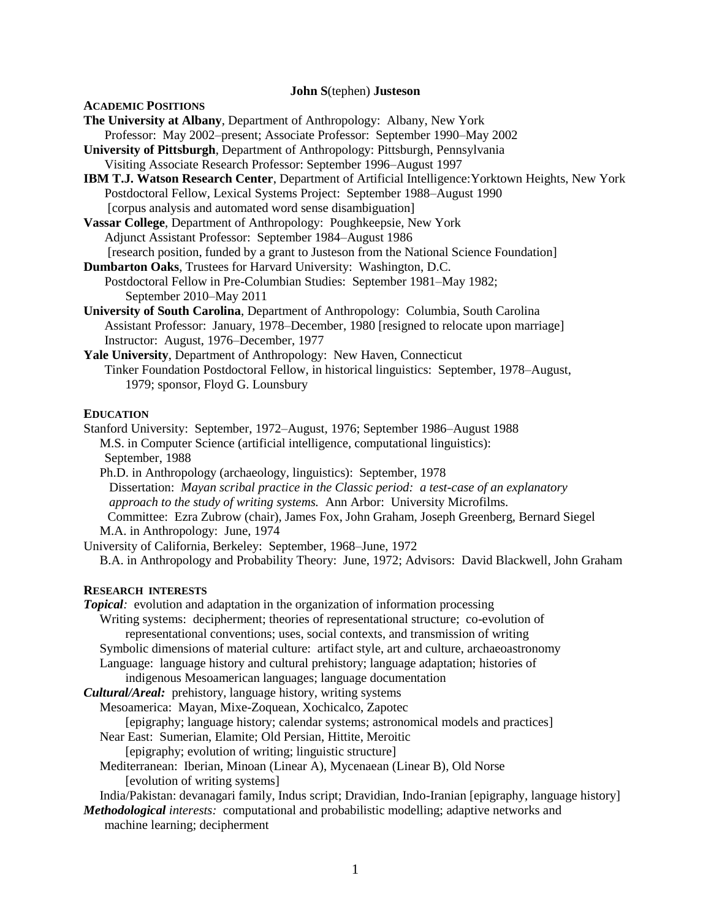**John S**(tephen) **Justeson**

## ACADEMIC POSITIONS

**The University at Albany**, Department of Anthropology: Albany, New York
Professor: May 2002–present; Associate Professor: September 1990–May 2002

**University of Pittsburgh**, Department of Anthropology: Pittsburgh, Pennsylvania
Visiting Associate Research Professor: September 1996–August 1997

**IBM T.J. Watson Research Center**, Department of Artificial Intelligence:Yorktown Heights, New York
Postdoctoral Fellow, Lexical Systems Project: September 1988–August 1990
[corpus analysis and automated word sense disambiguation]

**Vassar College**, Department of Anthropology: Poughkeepsie, New York
Adjunct Assistant Professor: September 1984–August 1986
[research position, funded by a grant to Justeson from the National Science Foundation]

**Dumbarton Oaks**, Trustees for Harvard University: Washington, D.C.
Postdoctoral Fellow in Pre-Columbian Studies: September 1981–May 1982;
September 2010–May 2011

**University of South Carolina**, Department of Anthropology: Columbia, South Carolina
Assistant Professor: January, 1978–December, 1980 [resigned to relocate upon marriage]
Instructor: August, 1976–December, 1977

**Yale University**, Department of Anthropology: New Haven, Connecticut
Tinker Foundation Postdoctoral Fellow, in historical linguistics: September, 1978–August, 1979; sponsor, Floyd G. Lounsbury

## EDUCATION

Stanford University: September, 1972–August, 1976; September 1986–August 1988
M.S. in Computer Science (artificial intelligence, computational linguistics): September, 1988
Ph.D. in Anthropology (archaeology, linguistics): September, 1978
Dissertation: *Mayan scribal practice in the Classic period: a test-case of an explanatory approach to the study of writing systems.* Ann Arbor: University Microfilms.
Committee: Ezra Zubrow (chair), James Fox, John Graham, Joseph Greenberg, Bernard Siegel
M.A. in Anthropology: June, 1974

University of California, Berkeley: September, 1968–June, 1972
B.A. in Anthropology and Probability Theory: June, 1972; Advisors: David Blackwell, John Graham

## RESEARCH INTERESTS

***Topical**:* evolution and adaptation in the organization of information processing
Writing systems: decipherment; theories of representational structure; co-evolution of representational conventions; uses, social contexts, and transmission of writing
Symbolic dimensions of material culture: artifact style, art and culture, archaeoastronomy
Language: language history and cultural prehistory; language adaptation; histories of indigenous Mesoamerican languages; language documentation

***Cultural/Areal:*** prehistory, language history, writing systems
Mesoamerica: Mayan, Mixe-Zoquean, Xochicalco, Zapotec
[epigraphy; language history; calendar systems; astronomical models and practices]
Near East: Sumerian, Elamite; Old Persian, Hittite, Meroitic
[epigraphy; evolution of writing; linguistic structure]
Mediterranean: Iberian, Minoan (Linear A), Mycenaean (Linear B), Old Norse
[evolution of writing systems]
India/Pakistan: devanagari family, Indus script; Dravidian, Indo-Iranian [epigraphy, language history]

***Methodological** interests:* computational and probabilistic modelling; adaptive networks and machine learning; decipherment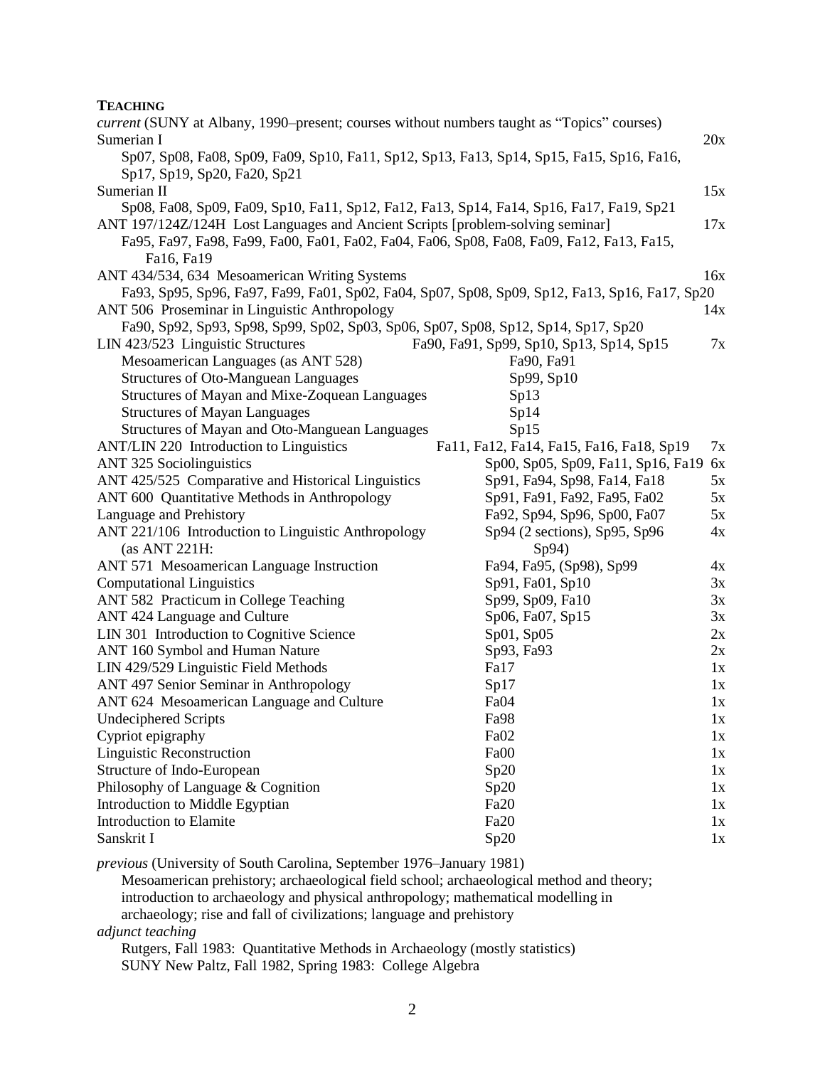**TEACHING**

*current* (SUNY at Albany, 1990–present; courses without numbers taught as "Topics" courses)

| Course | Terms | Count |
|---|---|---|
| Sumerian I | Sp07, Sp08, Fa08, Sp09, Fa09, Sp10, Fa11, Sp12, Sp13, Fa13, Sp14, Sp15, Fa15, Sp16, Fa16, Sp17, Sp19, Sp20, Fa20, Sp21 | 20x |
| Sumerian II | Sp08, Fa08, Sp09, Fa09, Sp10, Fa11, Sp12, Fa12, Fa13, Sp14, Fa14, Sp16, Fa17, Fa19, Sp21 | 15x |
| ANT 197/124Z/124H Lost Languages and Ancient Scripts [problem-solving seminar] | Fa95, Fa97, Fa98, Fa99, Fa00, Fa01, Fa02, Fa04, Fa06, Sp08, Fa08, Fa09, Fa12, Fa13, Fa15, Fa16, Fa19 | 17x |
| ANT 434/534, 634 Mesoamerican Writing Systems | Fa93, Sp95, Sp96, Fa97, Fa99, Fa01, Sp02, Fa04, Sp07, Sp08, Sp09, Sp12, Fa13, Sp16, Fa17, Sp20 | 16x |
| ANT 506 Proseminar in Linguistic Anthropology | Fa90, Sp92, Sp93, Sp98, Sp99, Sp02, Sp03, Sp06, Sp07, Sp08, Sp12, Sp14, Sp17, Sp20 | 14x |
| LIN 423/523 Linguistic Structures | Fa90, Fa91, Sp99, Sp10, Sp13, Sp14, Sp15 | 7x |
| Mesoamerican Languages (as ANT 528) | Fa90, Fa91 | |
| Structures of Oto-Manguean Languages | Sp99, Sp10 | |
| Structures of Mayan and Mixe-Zoquean Languages | Sp13 | |
| Structures of Mayan Languages | Sp14 | |
| Structures of Mayan and Oto-Manguean Languages | Sp15 | |
| ANT/LIN 220 Introduction to Linguistics | Fa11, Fa12, Fa14, Fa15, Fa16, Fa18, Sp19 | 7x |
| ANT 325 Sociolinguistics | Sp00, Sp05, Sp09, Fa11, Sp16, Fa19 | 6x |
| ANT 425/525 Comparative and Historical Linguistics | Sp91, Fa94, Sp98, Fa14, Fa18 | 5x |
| ANT 600 Quantitative Methods in Anthropology | Sp91, Fa91, Fa92, Fa95, Fa02 | 5x |
| Language and Prehistory | Fa92, Sp94, Sp96, Sp00, Fa07 | 5x |
| ANT 221/106 Introduction to Linguistic Anthropology (as ANT 221H: | Sp94 (2 sections), Sp95, Sp96 Sp94) | 4x |
| ANT 571 Mesoamerican Language Instruction | Fa94, Fa95, (Sp98), Sp99 | 4x |
| Computational Linguistics | Sp91, Fa01, Sp10 | 3x |
| ANT 582 Practicum in College Teaching | Sp99, Sp09, Fa10 | 3x |
| ANT 424 Language and Culture | Sp06, Fa07, Sp15 | 3x |
| LIN 301 Introduction to Cognitive Science | Sp01, Sp05 | 2x |
| ANT 160 Symbol and Human Nature | Sp93, Fa93 | 2x |
| LIN 429/529 Linguistic Field Methods | Fa17 | 1x |
| ANT 497 Senior Seminar in Anthropology | Sp17 | 1x |
| ANT 624 Mesoamerican Language and Culture | Fa04 | 1x |
| Undeciphered Scripts | Fa98 | 1x |
| Cypriot epigraphy | Fa02 | 1x |
| Linguistic Reconstruction | Fa00 | 1x |
| Structure of Indo-European | Sp20 | 1x |
| Philosophy of Language & Cognition | Sp20 | 1x |
| Introduction to Middle Egyptian | Fa20 | 1x |
| Introduction to Elamite | Fa20 | 1x |
| Sanskrit I | Sp20 | 1x |

*previous* (University of South Carolina, September 1976–January 1981)

Mesoamerican prehistory; archaeological field school; archaeological method and theory; introduction to archaeology and physical anthropology; mathematical modelling in archaeology; rise and fall of civilizations; language and prehistory

*adjunct teaching*

Rutgers, Fall 1983: Quantitative Methods in Archaeology (mostly statistics)

SUNY New Paltz, Fall 1982, Spring 1983: College Algebra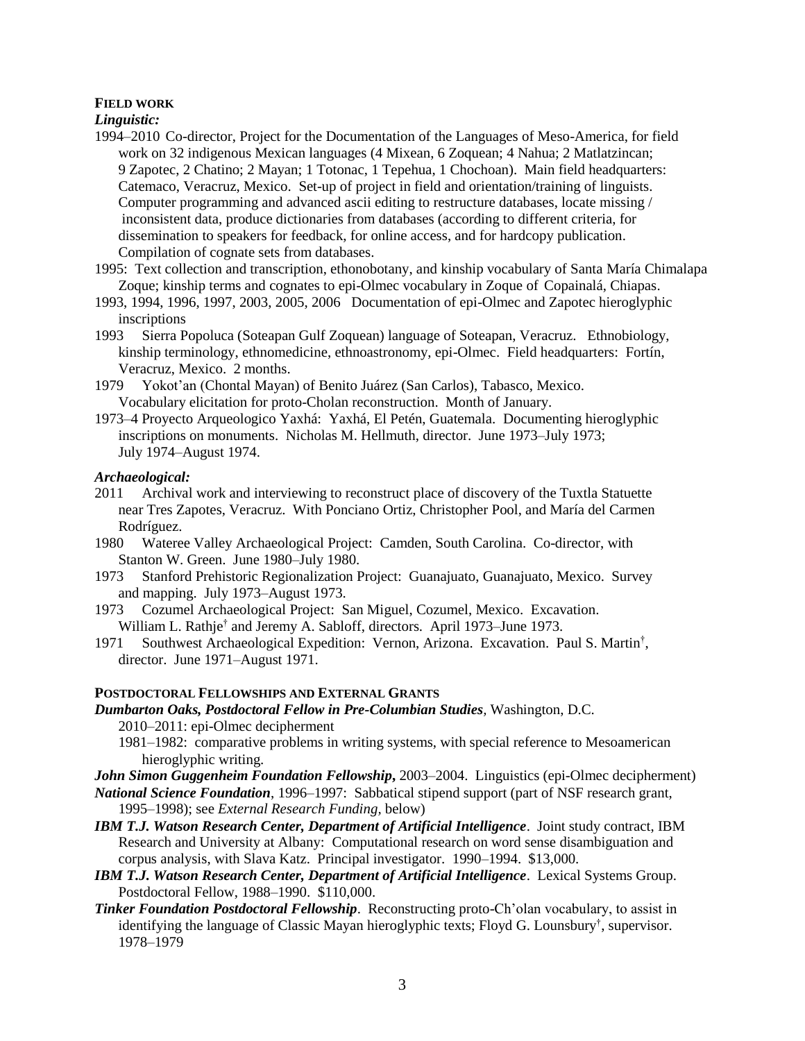**FIELD WORK**

***Linguistic:***

1994–2010 Co-director, Project for the Documentation of the Languages of Meso-America, for field work on 32 indigenous Mexican languages (4 Mixean, 6 Zoquean; 4 Nahua; 2 Matlatzincan; 9 Zapotec, 2 Chatino; 2 Mayan; 1 Totonac, 1 Tepehua, 1 Chochoan). Main field headquarters: Catemaco, Veracruz, Mexico. Set-up of project in field and orientation/training of linguists. Computer programming and advanced ascii editing to restructure databases, locate missing / inconsistent data, produce dictionaries from databases (according to different criteria, for dissemination to speakers for feedback, for online access, and for hardcopy publication. Compilation of cognate sets from databases.

1995: Text collection and transcription, ethonobotany, and kinship vocabulary of Santa María Chimalapa Zoque; kinship terms and cognates to epi-Olmec vocabulary in Zoque of Copainalá, Chiapas.

1993, 1994, 1996, 1997, 2003, 2005, 2006 Documentation of epi-Olmec and Zapotec hieroglyphic inscriptions

1993 Sierra Popoluca (Soteapan Gulf Zoquean) language of Soteapan, Veracruz. Ethnobiology, kinship terminology, ethnomedicine, ethnoastronomy, epi-Olmec. Field headquarters: Fortín, Veracruz, Mexico. 2 months.

1979 Yokot'an (Chontal Mayan) of Benito Juárez (San Carlos), Tabasco, Mexico. Vocabulary elicitation for proto-Cholan reconstruction. Month of January.

1973–4 Proyecto Arqueologico Yaxhá: Yaxhá, El Petén, Guatemala. Documenting hieroglyphic inscriptions on monuments. Nicholas M. Hellmuth, director. June 1973–July 1973; July 1974–August 1974.

***Archaeological:***

2011 Archival work and interviewing to reconstruct place of discovery of the Tuxtla Statuette near Tres Zapotes, Veracruz. With Ponciano Ortiz, Christopher Pool, and María del Carmen Rodríguez.

1980 Wateree Valley Archaeological Project: Camden, South Carolina. Co-director, with Stanton W. Green. June 1980–July 1980.

1973 Stanford Prehistoric Regionalization Project: Guanajuato, Guanajuato, Mexico. Survey and mapping. July 1973–August 1973.

1973 Cozumel Archaeological Project: San Miguel, Cozumel, Mexico. Excavation. William L. Rathje† and Jeremy A. Sabloff, directors. April 1973–June 1973.

1971 Southwest Archaeological Expedition: Vernon, Arizona. Excavation. Paul S. Martin†, director. June 1971–August 1971.

**POSTDOCTORAL FELLOWSHIPS AND EXTERNAL GRANTS**

***Dumbarton Oaks, Postdoctoral Fellow in Pre-Columbian Studies***, Washington, D.C.

2010–2011: epi-Olmec decipherment

1981–1982: comparative problems in writing systems, with special reference to Mesoamerican hieroglyphic writing.

***John Simon Guggenheim Foundation Fellowship***, 2003–2004. Linguistics (epi-Olmec decipherment)

***National Science Foundation***, 1996–1997: Sabbatical stipend support (part of NSF research grant, 1995–1998); see *External Research Funding*, below)

***IBM T.J. Watson Research Center, Department of Artificial Intelligence***. Joint study contract, IBM Research and University at Albany: Computational research on word sense disambiguation and corpus analysis, with Slava Katz. Principal investigator. 1990–1994. $13,000.

***IBM T.J. Watson Research Center, Department of Artificial Intelligence***. Lexical Systems Group. Postdoctoral Fellow, 1988–1990. $110,000.

***Tinker Foundation Postdoctoral Fellowship***. Reconstructing proto-Ch'olan vocabulary, to assist in identifying the language of Classic Mayan hieroglyphic texts; Floyd G. Lounsbury†, supervisor. 1978–1979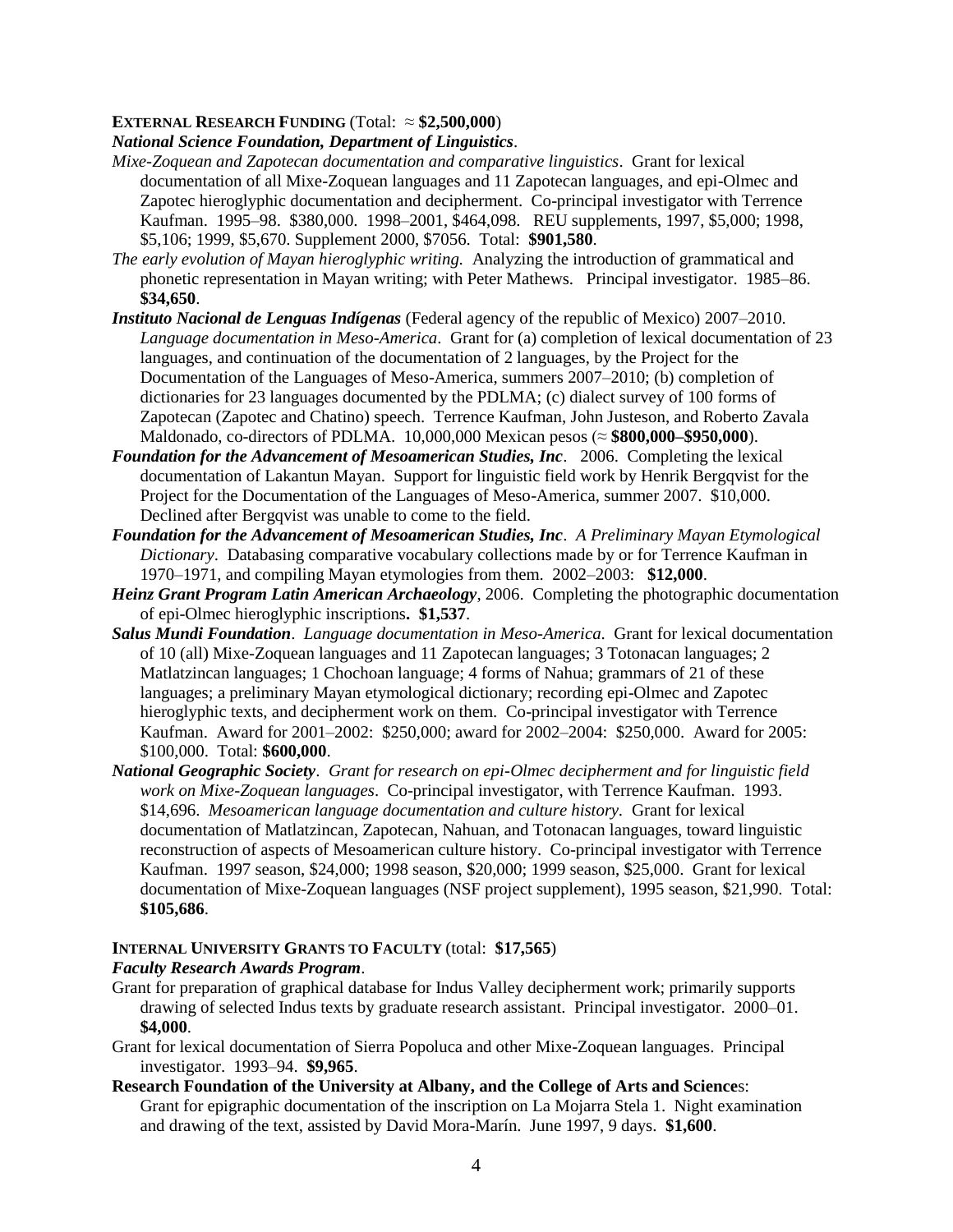**EXTERNAL RESEARCH FUNDING** (Total: ≈ **$2,500,000**)

***National Science Foundation, Department of Linguistics*.**

*Mixe-Zoquean and Zapotecan documentation and comparative linguistics*. Grant for lexical documentation of all Mixe-Zoquean languages and 11 Zapotecan languages, and epi-Olmec and Zapotec hieroglyphic documentation and decipherment. Co-principal investigator with Terrence Kaufman. 1995–98. $380,000. 1998–2001, $464,098. REU supplements, 1997, $5,000; 1998, $5,106; 1999, $5,670. Supplement 2000, $7056. Total: **$901,580**.

*The early evolution of Mayan hieroglyphic writing.* Analyzing the introduction of grammatical and phonetic representation in Mayan writing; with Peter Mathews. Principal investigator. 1985–86. **$34,650**.

***Instituto Nacional de Lenguas Indígenas*** (Federal agency of the republic of Mexico) 2007–2010. *Language documentation in Meso-America*. Grant for (a) completion of lexical documentation of 23 languages, and continuation of the documentation of 2 languages, by the Project for the Documentation of the Languages of Meso-America, summers 2007–2010; (b) completion of dictionaries for 23 languages documented by the PDLMA; (c) dialect survey of 100 forms of Zapotecan (Zapotec and Chatino) speech. Terrence Kaufman, John Justeson, and Roberto Zavala Maldonado, co-directors of PDLMA. 10,000,000 Mexican pesos (≈ **$800,000–$950,000**).

***Foundation for the Advancement of Mesoamerican Studies, Inc*.** 2006. Completing the lexical documentation of Lakantun Mayan. Support for linguistic field work by Henrik Bergqvist for the Project for the Documentation of the Languages of Meso-America, summer 2007. $10,000. Declined after Bergqvist was unable to come to the field.

***Foundation for the Advancement of Mesoamerican Studies, Inc*.** *A Preliminary Mayan Etymological Dictionary*. Databasing comparative vocabulary collections made by or for Terrence Kaufman in 1970–1971, and compiling Mayan etymologies from them. 2002–2003: **$12,000**.

***Heinz Grant Program Latin American Archaeology***, 2006. Completing the photographic documentation of epi-Olmec hieroglyphic inscriptions**. $1,537**.

***Salus Mundi Foundation*.** *Language documentation in Meso-America.* Grant for lexical documentation of 10 (all) Mixe-Zoquean languages and 11 Zapotecan languages; 3 Totonacan languages; 2 Matlatzincan languages; 1 Chochoan language; 4 forms of Nahua; grammars of 21 of these languages; a preliminary Mayan etymological dictionary; recording epi-Olmec and Zapotec hieroglyphic texts, and decipherment work on them. Co-principal investigator with Terrence Kaufman. Award for 2001–2002: $250,000; award for 2002–2004: $250,000. Award for 2005: $100,000. Total: **$600,000**.

***National Geographic Society*.** *Grant for research on epi-Olmec decipherment and for linguistic field work on Mixe-Zoquean languages*. Co-principal investigator, with Terrence Kaufman. 1993. $14,696. *Mesoamerican language documentation and culture history.* Grant for lexical documentation of Matlatzincan, Zapotecan, Nahuan, and Totonacan languages, toward linguistic reconstruction of aspects of Mesoamerican culture history. Co-principal investigator with Terrence Kaufman. 1997 season, $24,000; 1998 season, $20,000; 1999 season, $25,000. Grant for lexical documentation of Mixe-Zoquean languages (NSF project supplement), 1995 season, $21,990. Total: **$105,686**.

**INTERNAL UNIVERSITY GRANTS TO FACULTY** (total: **$17,565**)

***Faculty Research Awards Program*.**

Grant for preparation of graphical database for Indus Valley decipherment work; primarily supports drawing of selected Indus texts by graduate research assistant. Principal investigator. 2000–01. **$4,000**.

Grant for lexical documentation of Sierra Popoluca and other Mixe-Zoquean languages. Principal investigator. 1993–94. **$9,965**.

**Research Foundation of the University at Albany, and the College of Arts and Science**s:
Grant for epigraphic documentation of the inscription on La Mojarra Stela 1. Night examination and drawing of the text, assisted by David Mora-Marín. June 1997, 9 days. **$1,600**.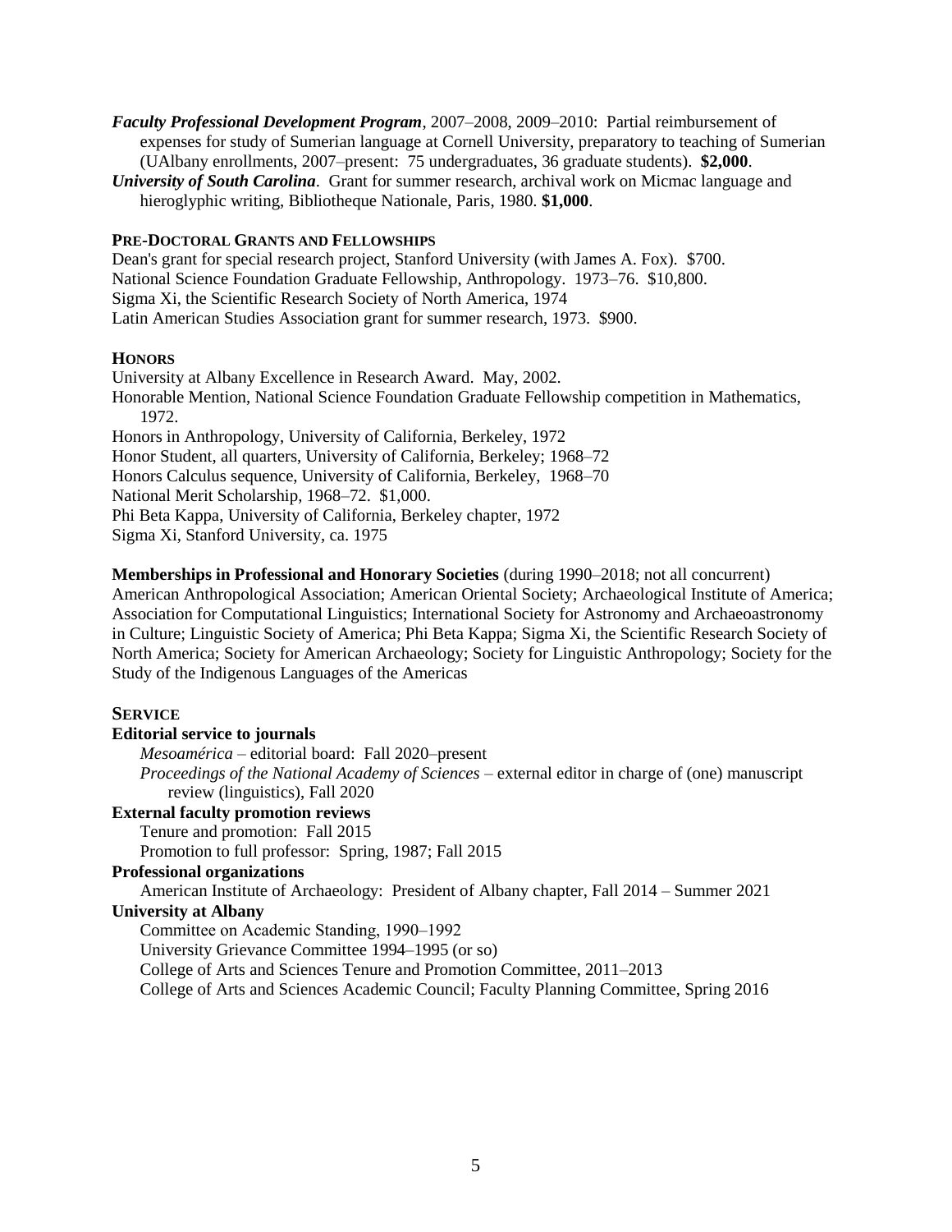***Faculty Professional Development Program***, 2007–2008, 2009–2010: Partial reimbursement of expenses for study of Sumerian language at Cornell University, preparatory to teaching of Sumerian (UAlbany enrollments, 2007–present: 75 undergraduates, 36 graduate students). **$2,000**.

***University of South Carolina***. Grant for summer research, archival work on Micmac language and hieroglyphic writing, Bibliotheque Nationale, Paris, 1980. **$1,000**.

### PRE-DOCTORAL GRANTS AND FELLOWSHIPS

Dean's grant for special research project, Stanford University (with James A. Fox). $700.
National Science Foundation Graduate Fellowship, Anthropology. 1973–76. $10,800.
Sigma Xi, the Scientific Research Society of North America, 1974
Latin American Studies Association grant for summer research, 1973. $900.

### HONORS

University at Albany Excellence in Research Award. May, 2002.
Honorable Mention, National Science Foundation Graduate Fellowship competition in Mathematics, 1972.
Honors in Anthropology, University of California, Berkeley, 1972
Honor Student, all quarters, University of California, Berkeley; 1968–72
Honors Calculus sequence, University of California, Berkeley, 1968–70
National Merit Scholarship, 1968–72. $1,000.
Phi Beta Kappa, University of California, Berkeley chapter, 1972
Sigma Xi, Stanford University, ca. 1975

**Memberships in Professional and Honorary Societies** (during 1990–2018; not all concurrent)
American Anthropological Association; American Oriental Society; Archaeological Institute of America; Association for Computational Linguistics; International Society for Astronomy and Archaeoastronomy in Culture; Linguistic Society of America; Phi Beta Kappa; Sigma Xi, the Scientific Research Society of North America; Society for American Archaeology; Society for Linguistic Anthropology; Society for the Study of the Indigenous Languages of the Americas

### SERVICE

**Editorial service to journals**

*Mesoamérica* – editorial board: Fall 2020–present
*Proceedings of the National Academy of Sciences* – external editor in charge of (one) manuscript review (linguistics), Fall 2020

**External faculty promotion reviews**

Tenure and promotion: Fall 2015
Promotion to full professor: Spring, 1987; Fall 2015

**Professional organizations**

American Institute of Archaeology: President of Albany chapter, Fall 2014 – Summer 2021

**University at Albany**

Committee on Academic Standing, 1990–1992
University Grievance Committee 1994–1995 (or so)
College of Arts and Sciences Tenure and Promotion Committee, 2011–2013
College of Arts and Sciences Academic Council; Faculty Planning Committee, Spring 2016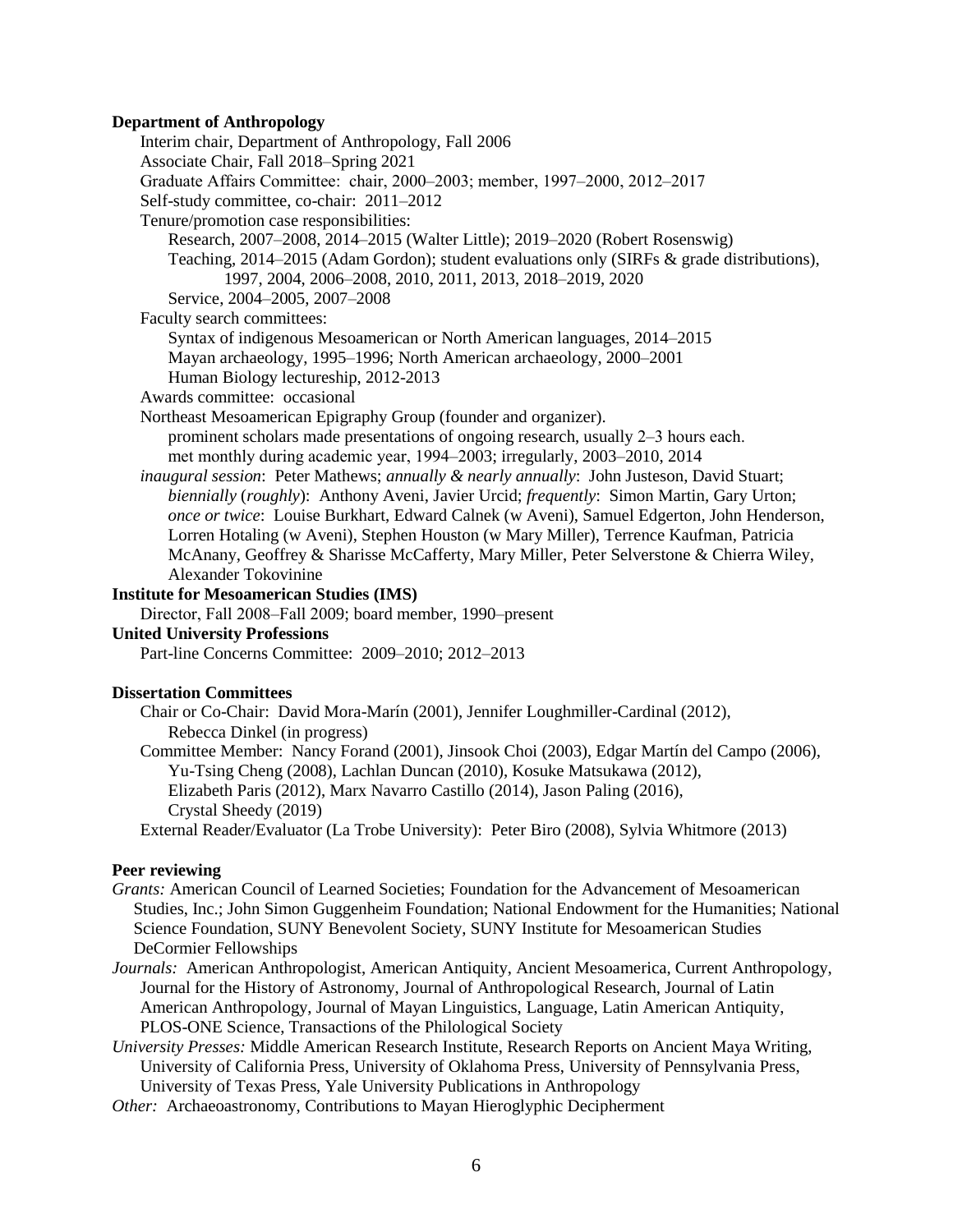**Department of Anthropology**

Interim chair, Department of Anthropology, Fall 2006

Associate Chair, Fall 2018–Spring 2021

Graduate Affairs Committee: chair, 2000–2003; member, 1997–2000, 2012–2017

Self-study committee, co-chair: 2011–2012

Tenure/promotion case responsibilities:

- Research, 2007–2008, 2014–2015 (Walter Little); 2019–2020 (Robert Rosenswig)
- Teaching, 2014–2015 (Adam Gordon); student evaluations only (SIRFs & grade distributions), 1997, 2004, 2006–2008, 2010, 2011, 2013, 2018–2019, 2020
- Service, 2004–2005, 2007–2008

Faculty search committees:

- Syntax of indigenous Mesoamerican or North American languages, 2014–2015
- Mayan archaeology, 1995–1996; North American archaeology, 2000–2001
- Human Biology lectureship, 2012-2013

Awards committee: occasional

Northeast Mesoamerican Epigraphy Group (founder and organizer).

- prominent scholars made presentations of ongoing research, usually 2–3 hours each.
- met monthly during academic year, 1994–2003; irregularly, 2003–2010, 2014

*inaugural session*: Peter Mathews; *annually & nearly annually*: John Justeson, David Stuart; *biennially* (*roughly*): Anthony Aveni, Javier Urcid; *frequently*: Simon Martin, Gary Urton; *once or twice*: Louise Burkhart, Edward Calnek (w Aveni), Samuel Edgerton, John Henderson, Lorren Hotaling (w Aveni), Stephen Houston (w Mary Miller), Terrence Kaufman, Patricia McAnany, Geoffrey & Sharisse McCafferty, Mary Miller, Peter Selverstone & Chierra Wiley, Alexander Tokovinine

**Institute for Mesoamerican Studies (IMS)**

Director, Fall 2008–Fall 2009; board member, 1990–present

**United University Professions**

Part-line Concerns Committee: 2009–2010; 2012–2013

**Dissertation Committees**

Chair or Co-Chair: David Mora-Marín (2001), Jennifer Loughmiller-Cardinal (2012), Rebecca Dinkel (in progress)

Committee Member: Nancy Forand (2001), Jinsook Choi (2003), Edgar Martín del Campo (2006), Yu-Tsing Cheng (2008), Lachlan Duncan (2010), Kosuke Matsukawa (2012), Elizabeth Paris (2012), Marx Navarro Castillo (2014), Jason Paling (2016), Crystal Sheedy (2019)

External Reader/Evaluator (La Trobe University): Peter Biro (2008), Sylvia Whitmore (2013)

**Peer reviewing**

*Grants:* American Council of Learned Societies; Foundation for the Advancement of Mesoamerican Studies, Inc.; John Simon Guggenheim Foundation; National Endowment for the Humanities; National Science Foundation, SUNY Benevolent Society, SUNY Institute for Mesoamerican Studies DeCormier Fellowships

*Journals:* American Anthropologist, American Antiquity, Ancient Mesoamerica, Current Anthropology, Journal for the History of Astronomy, Journal of Anthropological Research, Journal of Latin American Anthropology, Journal of Mayan Linguistics, Language, Latin American Antiquity, PLOS-ONE Science, Transactions of the Philological Society

*University Presses:* Middle American Research Institute, Research Reports on Ancient Maya Writing, University of California Press, University of Oklahoma Press, University of Pennsylvania Press, University of Texas Press, Yale University Publications in Anthropology

*Other:* Archaeoastronomy, Contributions to Mayan Hieroglyphic Decipherment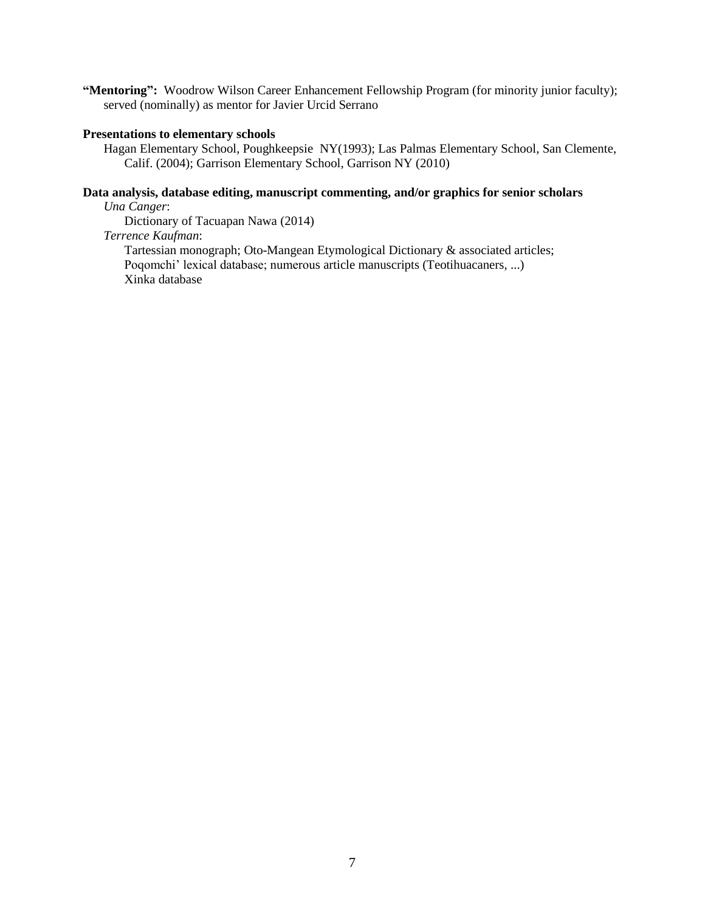**"Mentoring":** Woodrow Wilson Career Enhancement Fellowship Program (for minority junior faculty); served (nominally) as mentor for Javier Urcid Serrano

**Presentations to elementary schools**

Hagan Elementary School, Poughkeepsie NY(1993); Las Palmas Elementary School, San Clemente, Calif. (2004); Garrison Elementary School, Garrison NY (2010)

**Data analysis, database editing, manuscript commenting, and/or graphics for senior scholars**

*Una Canger*:

Dictionary of Tacuapan Nawa (2014)

*Terrence Kaufman*:

Tartessian monograph; Oto-Mangean Etymological Dictionary & associated articles; Poqomchi' lexical database; numerous article manuscripts (Teotihuacaners, ...) Xinka database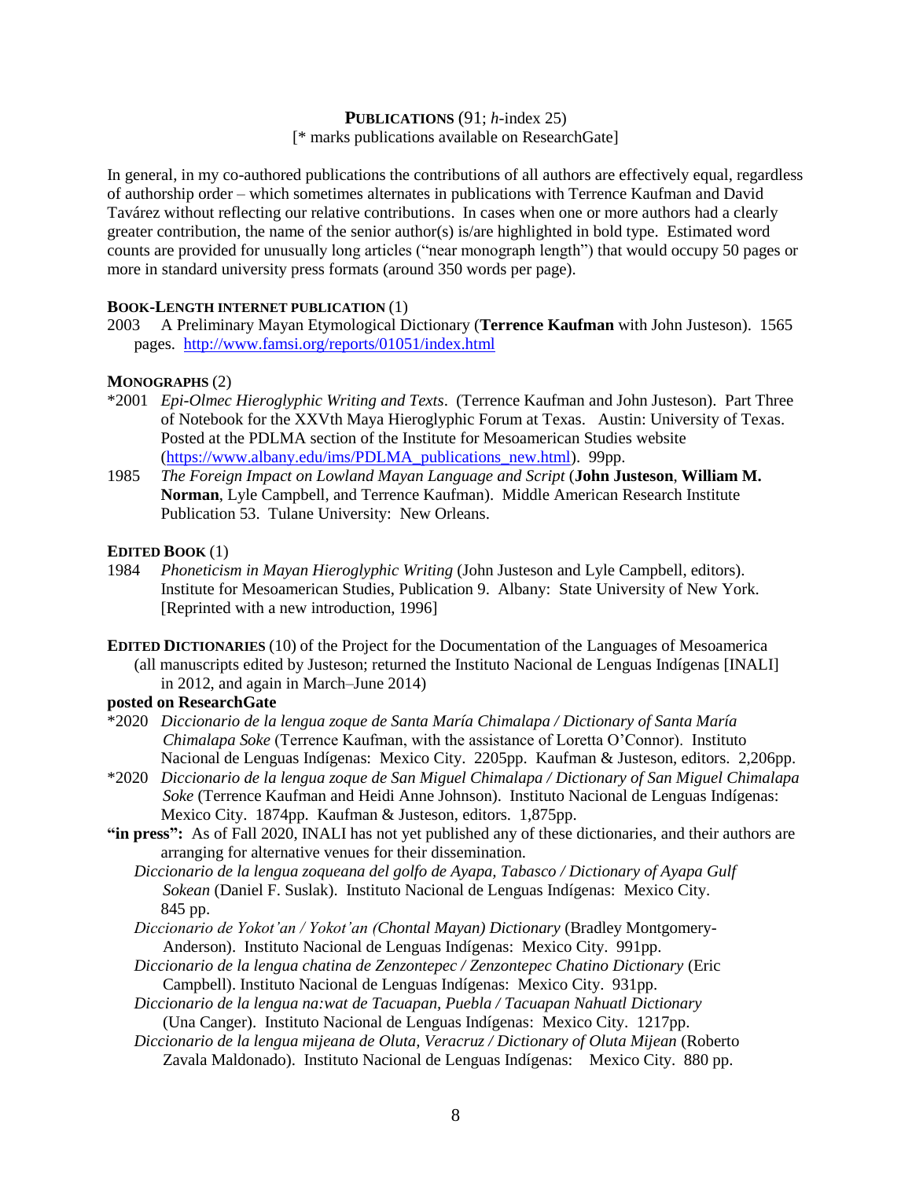## PUBLICATIONS (91; *h*-index 25)

[* marks publications available on ResearchGate]

In general, in my co-authored publications the contributions of all authors are effectively equal, regardless of authorship order – which sometimes alternates in publications with Terrence Kaufman and David Tavárez without reflecting our relative contributions. In cases when one or more authors had a clearly greater contribution, the name of the senior author(s) is/are highlighted in bold type. Estimated word counts are provided for unusually long articles ("near monograph length") that would occupy 50 pages or more in standard university press formats (around 350 words per page).

### BOOK-LENGTH INTERNET PUBLICATION (1)

2003 A Preliminary Mayan Etymological Dictionary (**Terrence Kaufman** with John Justeson). 1565 pages. http://www.famsi.org/reports/01051/index.html

### MONOGRAPHS (2)

*2001 *Epi-Olmec Hieroglyphic Writing and Texts*. (Terrence Kaufman and John Justeson). Part Three of Notebook for the XXVth Maya Hieroglyphic Forum at Texas. Austin: University of Texas. Posted at the PDLMA section of the Institute for Mesoamerican Studies website (https://www.albany.edu/ims/PDLMA_publications_new.html). 99pp.

1985 *The Foreign Impact on Lowland Mayan Language and Script* (**John Justeson**, **William M. Norman**, Lyle Campbell, and Terrence Kaufman). Middle American Research Institute Publication 53. Tulane University: New Orleans.

### EDITED BOOK (1)

1984 *Phoneticism in Mayan Hieroglyphic Writing* (John Justeson and Lyle Campbell, editors). Institute for Mesoamerican Studies, Publication 9. Albany: State University of New York. [Reprinted with a new introduction, 1996]

### EDITED DICTIONARIES (10) of the Project for the Documentation of the Languages of Mesoamerica

(all manuscripts edited by Justeson; returned the Instituto Nacional de Lenguas Indígenas [INALI] in 2012, and again in March–June 2014)

**posted on ResearchGate**

*2020 *Diccionario de la lengua zoque de Santa María Chimalapa / Dictionary of Santa María Chimalapa Soke* (Terrence Kaufman, with the assistance of Loretta O'Connor). Instituto Nacional de Lenguas Indígenas: Mexico City. 2205pp. Kaufman & Justeson, editors. 2,206pp.

*2020 *Diccionario de la lengua zoque de San Miguel Chimalapa / Dictionary of San Miguel Chimalapa Soke* (Terrence Kaufman and Heidi Anne Johnson). Instituto Nacional de Lenguas Indígenas: Mexico City. 1874pp. Kaufman & Justeson, editors. 1,875pp.

**"in press":** As of Fall 2020, INALI has not yet published any of these dictionaries, and their authors are arranging for alternative venues for their dissemination.

*Diccionario de la lengua zoqueana del golfo de Ayapa, Tabasco / Dictionary of Ayapa Gulf Sokean* (Daniel F. Suslak). Instituto Nacional de Lenguas Indígenas: Mexico City. 845 pp.

*Diccionario de Yokot'an / Yokot'an (Chontal Mayan) Dictionary* (Bradley Montgomery-Anderson). Instituto Nacional de Lenguas Indígenas: Mexico City. 991pp.

*Diccionario de la lengua chatina de Zenzontepec / Zenzontepec Chatino Dictionary* (Eric Campbell). Instituto Nacional de Lenguas Indígenas: Mexico City. 931pp.

*Diccionario de la lengua na:wat de Tacuapan, Puebla / Tacuapan Nahuatl Dictionary* (Una Canger). Instituto Nacional de Lenguas Indígenas: Mexico City. 1217pp.

*Diccionario de la lengua mijeana de Oluta, Veracruz / Dictionary of Oluta Mijean* (Roberto Zavala Maldonado). Instituto Nacional de Lenguas Indígenas: Mexico City. 880 pp.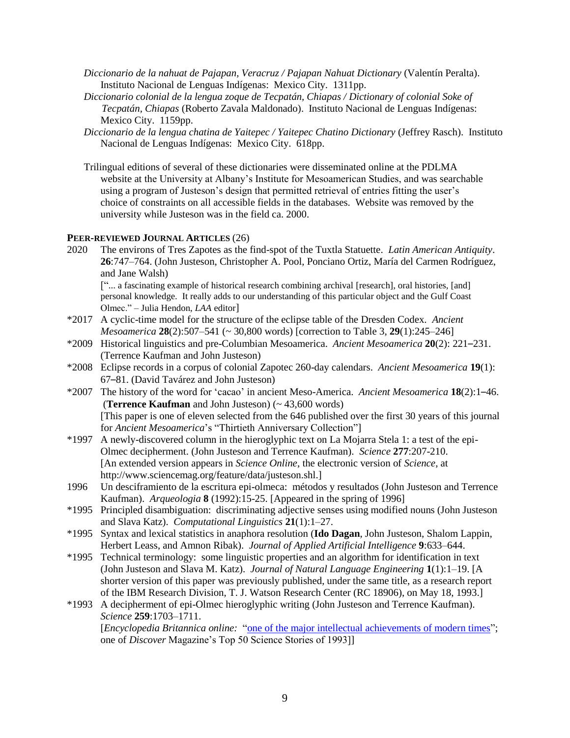*Diccionario de la nahuat de Pajapan, Veracruz / Pajapan Nahuat Dictionary* (Valentín Peralta). Instituto Nacional de Lenguas Indígenas: Mexico City. 1311pp.

*Diccionario colonial de la lengua zoque de Tecpatán, Chiapas / Dictionary of colonial Soke of Tecpatán, Chiapas* (Roberto Zavala Maldonado). Instituto Nacional de Lenguas Indígenas: Mexico City. 1159pp.

*Diccionario de la lengua chatina de Yaitepec / Yaitepec Chatino Dictionary* (Jeffrey Rasch). Instituto Nacional de Lenguas Indígenas: Mexico City. 618pp.

Trilingual editions of several of these dictionaries were disseminated online at the PDLMA website at the University at Albany's Institute for Mesoamerican Studies, and was searchable using a program of Justeson's design that permitted retrieval of entries fitting the user's choice of constraints on all accessible fields in the databases. Website was removed by the university while Justeson was in the field ca. 2000.

**PEER-REVIEWED JOURNAL ARTICLES** (26)

2020 The environs of Tres Zapotes as the find-spot of the Tuxtla Statuette. *Latin American Antiquity*. **26**:747–764. (John Justeson, Christopher A. Pool, Ponciano Ortiz, María del Carmen Rodríguez, and Jane Walsh)
["... a fascinating example of historical research combining archival [research], oral histories, [and] personal knowledge. It really adds to our understanding of this particular object and the Gulf Coast Olmec." – Julia Hendon, *LAA* editor]

*2017 A cyclic-time model for the structure of the eclipse table of the Dresden Codex. *Ancient Mesoamerica* **28**(2):507–541 (~ 30,800 words) [correction to Table 3, **29**(1):245–246]

*2009 Historical linguistics and pre-Columbian Mesoamerica. *Ancient Mesoamerica* **20**(2): 221–231. (Terrence Kaufman and John Justeson)

*2008 Eclipse records in a corpus of colonial Zapotec 260-day calendars. *Ancient Mesoamerica* **19**(1): 67–81. (David Tavárez and John Justeson)

*2007 The history of the word for 'cacao' in ancient Meso-America. *Ancient Mesoamerica* **18**(2):1–46. (**Terrence Kaufman** and John Justeson) (~ 43,600 words)
[This paper is one of eleven selected from the 646 published over the first 30 years of this journal for *Ancient Mesoamerica*'s "Thirtieth Anniversary Collection"]

*1997 A newly-discovered column in the hieroglyphic text on La Mojarra Stela 1: a test of the epi-Olmec decipherment. (John Justeson and Terrence Kaufman). *Science* **277**:207-210.
[An extended version appears in *Science Online*, the electronic version of *Science*, at http://www.sciencemag.org/feature/data/justeson.shl.]

1996 Un desciframiento de la escritura epi-olmeca: métodos y resultados (John Justeson and Terrence Kaufman). *Arqueología* **8** (1992):15-25. [Appeared in the spring of 1996]

*1995 Principled disambiguation: discriminating adjective senses using modified nouns (John Justeson and Slava Katz). *Computational Linguistics* **21**(1):1–27.

*1995 Syntax and lexical statistics in anaphora resolution (**Ido Dagan**, John Justeson, Shalom Lappin, Herbert Leass, and Amnon Ribak). *Journal of Applied Artificial Intelligence* **9**:633–644.

*1995 Technical terminology: some linguistic properties and an algorithm for identification in text (John Justeson and Slava M. Katz). *Journal of Natural Language Engineering* **1**(1):1–19. [A shorter version of this paper was previously published, under the same title, as a research report of the IBM Research Division, T. J. Watson Research Center (RC 18906), on May 18, 1993.]

*1993 A decipherment of epi-Olmec hieroglyphic writing (John Justeson and Terrence Kaufman). *Science* **259**:1703–1711.
[*Encyclopedia Britannica online:* "one of the major intellectual achievements of modern times"; one of *Discover* Magazine's Top 50 Science Stories of 1993]]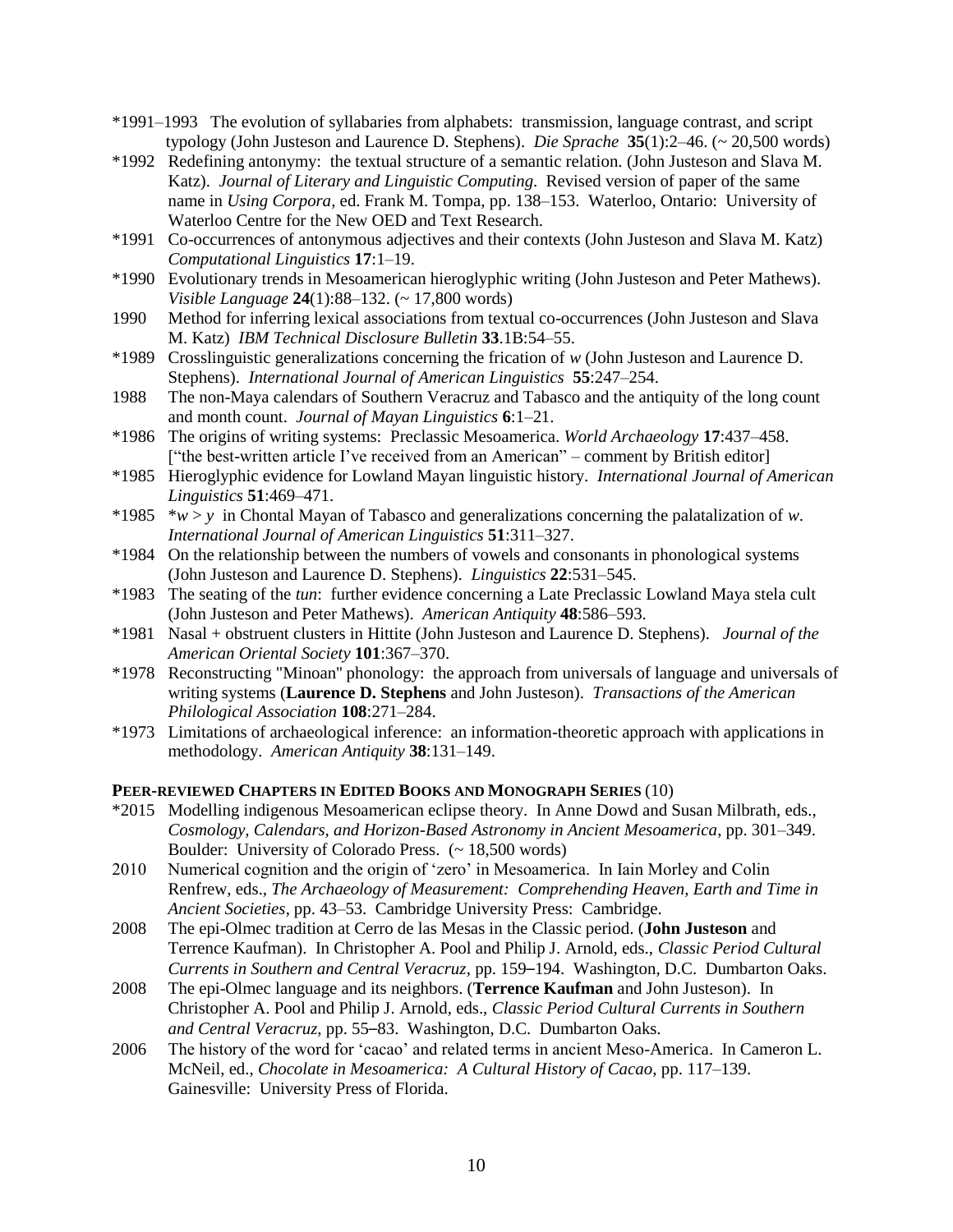\*1991–1993 The evolution of syllabaries from alphabets: transmission, language contrast, and script typology (John Justeson and Laurence D. Stephens). *Die Sprache* **35**(1):2–46. (~ 20,500 words)

\*1992 Redefining antonymy: the textual structure of a semantic relation. (John Justeson and Slava M. Katz). *Journal of Literary and Linguistic Computing*. Revised version of paper of the same name in *Using Corpora*, ed. Frank M. Tompa, pp. 138–153. Waterloo, Ontario: University of Waterloo Centre for the New OED and Text Research.

\*1991 Co-occurrences of antonymous adjectives and their contexts (John Justeson and Slava M. Katz) *Computational Linguistics* **17**:1–19.

\*1990 Evolutionary trends in Mesoamerican hieroglyphic writing (John Justeson and Peter Mathews). *Visible Language* **24**(1):88–132. (~ 17,800 words)

1990 Method for inferring lexical associations from textual co-occurrences (John Justeson and Slava M. Katz) *IBM Technical Disclosure Bulletin* **33**.1B:54–55.

\*1989 Crosslinguistic generalizations concerning the frication of *w* (John Justeson and Laurence D. Stephens). *International Journal of American Linguistics* **55**:247–254.

1988 The non-Maya calendars of Southern Veracruz and Tabasco and the antiquity of the long count and month count. *Journal of Mayan Linguistics* **6**:1–21.

\*1986 The origins of writing systems: Preclassic Mesoamerica. *World Archaeology* **17**:437–458. ["the best-written article I've received from an American" – comment by British editor]

\*1985 Hieroglyphic evidence for Lowland Mayan linguistic history. *International Journal of American Linguistics* **51**:469–471.

\*1985 \**w* > *y* in Chontal Mayan of Tabasco and generalizations concerning the palatalization of *w*. *International Journal of American Linguistics* **51**:311–327.

\*1984 On the relationship between the numbers of vowels and consonants in phonological systems (John Justeson and Laurence D. Stephens). *Linguistics* **22**:531–545.

\*1983 The seating of the *tun*: further evidence concerning a Late Preclassic Lowland Maya stela cult (John Justeson and Peter Mathews). *American Antiquity* **48**:586–593.

\*1981 Nasal + obstruent clusters in Hittite (John Justeson and Laurence D. Stephens). *Journal of the American Oriental Society* **101**:367–370.

\*1978 Reconstructing "Minoan" phonology: the approach from universals of language and universals of writing systems (**Laurence D. Stephens** and John Justeson). *Transactions of the American Philological Association* **108**:271–284.

\*1973 Limitations of archaeological inference: an information-theoretic approach with applications in methodology. *American Antiquity* **38**:131–149.

**PEER-REVIEWED CHAPTERS IN EDITED BOOKS AND MONOGRAPH SERIES** (10)

\*2015 Modelling indigenous Mesoamerican eclipse theory. In Anne Dowd and Susan Milbrath, eds., *Cosmology, Calendars, and Horizon-Based Astronomy in Ancient Mesoamerica*, pp. 301–349. Boulder: University of Colorado Press. (~ 18,500 words)

2010 Numerical cognition and the origin of 'zero' in Mesoamerica. In Iain Morley and Colin Renfrew, eds., *The Archaeology of Measurement: Comprehending Heaven, Earth and Time in Ancient Societies*, pp. 43–53. Cambridge University Press: Cambridge.

2008 The epi-Olmec tradition at Cerro de las Mesas in the Classic period. (**John Justeson** and Terrence Kaufman). In Christopher A. Pool and Philip J. Arnold, eds., *Classic Period Cultural Currents in Southern and Central Veracruz*, pp. 159–194. Washington, D.C. Dumbarton Oaks.

2008 The epi-Olmec language and its neighbors. (**Terrence Kaufman** and John Justeson). In Christopher A. Pool and Philip J. Arnold, eds., *Classic Period Cultural Currents in Southern and Central Veracruz*, pp. 55–83. Washington, D.C. Dumbarton Oaks.

2006 The history of the word for 'cacao' and related terms in ancient Meso-America. In Cameron L. McNeil, ed., *Chocolate in Mesoamerica: A Cultural History of Cacao*, pp. 117–139. Gainesville: University Press of Florida.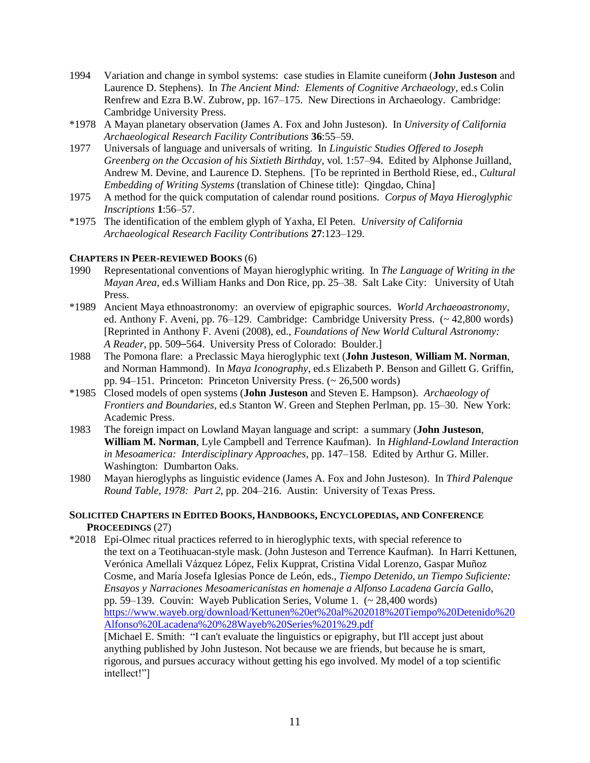1994 Variation and change in symbol systems: case studies in Elamite cuneiform (**John Justeson** and Laurence D. Stephens). In *The Ancient Mind: Elements of Cognitive Archaeology*, ed.s Colin Renfrew and Ezra B.W. Zubrow, pp. 167–175. New Directions in Archaeology. Cambridge: Cambridge University Press.

*1978 A Mayan planetary observation (James A. Fox and John Justeson). In *University of California Archaeological Research Facility Contributions* **36**:55–59.

1977 Universals of language and universals of writing. In *Linguistic Studies Offered to Joseph Greenberg on the Occasion of his Sixtieth Birthday*, vol. 1:57–94. Edited by Alphonse Juilland, Andrew M. Devine, and Laurence D. Stephens. [To be reprinted in Berthold Riese, ed., *Cultural Embedding of Writing Systems* (translation of Chinese title): Qingdao, China]

1975 A method for the quick computation of calendar round positions. *Corpus of Maya Hieroglyphic Inscriptions* **1**:56–57.

*1975 The identification of the emblem glyph of Yaxha, El Peten. *University of California Archaeological Research Facility Contributions* **27**:123–129.

#### CHAPTERS IN PEER-REVIEWED BOOKS (6)

1990 Representational conventions of Mayan hieroglyphic writing. In *The Language of Writing in the Mayan Area*, ed.s William Hanks and Don Rice, pp. 25–38. Salt Lake City: University of Utah Press.

*1989 Ancient Maya ethnoastronomy: an overview of epigraphic sources. *World Archaeoastronomy*, ed. Anthony F. Aveni, pp. 76–129. Cambridge: Cambridge University Press. (~ 42,800 words) [Reprinted in Anthony F. Aveni (2008), ed., *Foundations of New World Cultural Astronomy: A Reader*, pp. 509–564. University Press of Colorado: Boulder.]

1988 The Pomona flare: a Preclassic Maya hieroglyphic text (**John Justeson**, **William M. Norman**, and Norman Hammond). In *Maya Iconography*, ed.s Elizabeth P. Benson and Gillett G. Griffin, pp. 94–151. Princeton: Princeton University Press. (~ 26,500 words)

*1985 Closed models of open systems (**John Justeson** and Steven E. Hampson). *Archaeology of Frontiers and Boundaries*, ed.s Stanton W. Green and Stephen Perlman, pp. 15–30. New York: Academic Press.

1983 The foreign impact on Lowland Mayan language and script: a summary (**John Justeson**, **William M. Norman**, Lyle Campbell and Terrence Kaufman). In *Highland-Lowland Interaction in Mesoamerica: Interdisciplinary Approaches*, pp. 147–158. Edited by Arthur G. Miller. Washington: Dumbarton Oaks.

1980 Mayan hieroglyphs as linguistic evidence (James A. Fox and John Justeson). In *Third Palenque Round Table, 1978: Part 2*, pp. 204–216. Austin: University of Texas Press.

#### SOLICITED CHAPTERS IN EDITED BOOKS, HANDBOOKS, ENCYCLOPEDIAS, AND CONFERENCE PROCEEDINGS (27)

*2018 Epi-Olmec ritual practices referred to in hieroglyphic texts, with special reference to the text on a Teotihuacan-style mask. (John Justeson and Terrence Kaufman). In Harri Kettunen, Verónica Amellali Vázquez López, Felix Kupprat, Cristina Vidal Lorenzo, Gaspar Muñoz Cosme, and María Josefa Iglesias Ponce de León, eds., *Tiempo Detenido, un Tiempo Suficiente: Ensayos y Narraciones Mesoamericanístas en homenaje a Alfonso Lacadena García Gallo*, pp. 59–139. Couvin: Wayeb Publication Series, Volume 1. (~ 28,400 words) https://www.wayeb.org/download/Kettunen%20et%20al%202018%20Tiempo%20Detenido%20Alfonso%20Lacadena%20%28Wayeb%20Series%201%29.pdf
[Michael E. Smith: "I can't evaluate the linguistics or epigraphy, but I'll accept just about anything published by John Justeson. Not because we are friends, but because he is smart, rigorous, and pursues accuracy without getting his ego involved. My model of a top scientific intellect!"]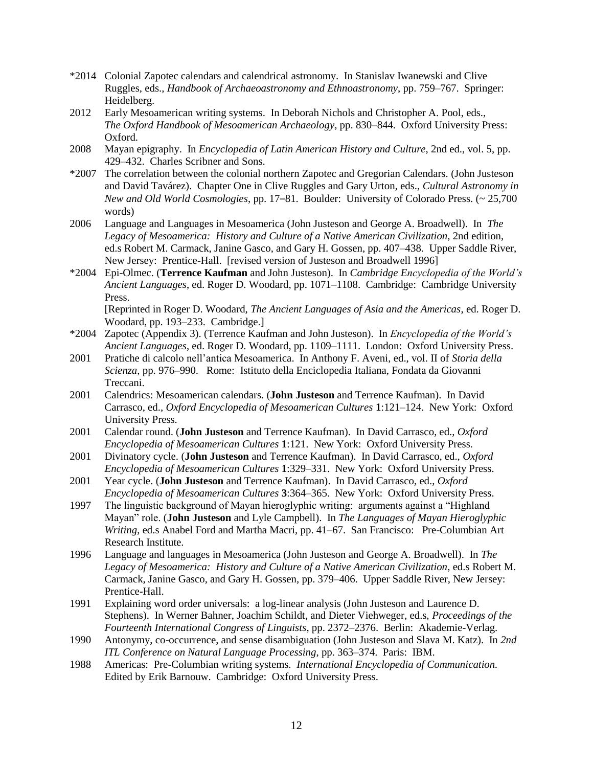\*2014 Colonial Zapotec calendars and calendrical astronomy. In Stanislav Iwanewski and Clive Ruggles, eds., *Handbook of Archaeoastronomy and Ethnoastronomy*, pp. 759–767. Springer: Heidelberg.

2012 Early Mesoamerican writing systems. In Deborah Nichols and Christopher A. Pool, eds., *The Oxford Handbook of Mesoamerican Archaeology*, pp. 830–844. Oxford University Press: Oxford.

2008 Mayan epigraphy. In *Encyclopedia of Latin American History and Culture*, 2nd ed., vol. 5, pp. 429–432. Charles Scribner and Sons.

\*2007 The correlation between the colonial northern Zapotec and Gregorian Calendars. (John Justeson and David Tavárez). Chapter One in Clive Ruggles and Gary Urton, eds., *Cultural Astronomy in New and Old World Cosmologies*, pp. 17–81. Boulder: University of Colorado Press. (~ 25,700 words)

2006 Language and Languages in Mesoamerica (John Justeson and George A. Broadwell). In *The Legacy of Mesoamerica: History and Culture of a Native American Civilization*, 2nd edition, ed.s Robert M. Carmack, Janine Gasco, and Gary H. Gossen, pp. 407–438. Upper Saddle River, New Jersey: Prentice-Hall. [revised version of Justeson and Broadwell 1996]

\*2004 Epi-Olmec. (**Terrence Kaufman** and John Justeson). In *Cambridge Encyclopedia of the World's Ancient Languages*, ed. Roger D. Woodard, pp. 1071–1108. Cambridge: Cambridge University Press.
[Reprinted in Roger D. Woodard, *The Ancient Languages of Asia and the Americas*, ed. Roger D. Woodard, pp. 193–233. Cambridge.]

\*2004 Zapotec (Appendix 3). (Terrence Kaufman and John Justeson). In *Encyclopedia of the World's Ancient Languages*, ed. Roger D. Woodard, pp. 1109–1111. London: Oxford University Press.

2001 Pratiche di calcolo nell'antica Mesoamerica. In Anthony F. Aveni, ed., vol. II of *Storia della Scienza*, pp. 976–990. Rome: Istituto della Enciclopedia Italiana, Fondata da Giovanni Treccani.

2001 Calendrics: Mesoamerican calendars. (**John Justeson** and Terrence Kaufman). In David Carrasco, ed., *Oxford Encyclopedia of Mesoamerican Cultures* **1**:121–124. New York: Oxford University Press.

2001 Calendar round. (**John Justeson** and Terrence Kaufman). In David Carrasco, ed., *Oxford Encyclopedia of Mesoamerican Cultures* **1**:121. New York: Oxford University Press.

2001 Divinatory cycle. (**John Justeson** and Terrence Kaufman). In David Carrasco, ed., *Oxford Encyclopedia of Mesoamerican Cultures* **1**:329–331. New York: Oxford University Press.

2001 Year cycle. (**John Justeson** and Terrence Kaufman). In David Carrasco, ed., *Oxford Encyclopedia of Mesoamerican Cultures* **3**:364–365. New York: Oxford University Press.

1997 The linguistic background of Mayan hieroglyphic writing: arguments against a "Highland Mayan" role. (**John Justeson** and Lyle Campbell). In *The Languages of Mayan Hieroglyphic Writing*, ed.s Anabel Ford and Martha Macri, pp. 41–67. San Francisco: Pre-Columbian Art Research Institute.

1996 Language and languages in Mesoamerica (John Justeson and George A. Broadwell). In *The Legacy of Mesoamerica: History and Culture of a Native American Civilization*, ed.s Robert M. Carmack, Janine Gasco, and Gary H. Gossen, pp. 379–406. Upper Saddle River, New Jersey: Prentice-Hall.

1991 Explaining word order universals: a log-linear analysis (John Justeson and Laurence D. Stephens). In Werner Bahner, Joachim Schildt, and Dieter Viehweger, ed.s, *Proceedings of the Fourteenth International Congress of Linguists*, pp. 2372–2376. Berlin: Akademie-Verlag.

1990 Antonymy, co-occurrence, and sense disambiguation (John Justeson and Slava M. Katz). In *2nd ITL Conference on Natural Language Processing*, pp. 363–374. Paris: IBM.

1988 Americas: Pre-Columbian writing systems. *International Encyclopedia of Communication.* Edited by Erik Barnouw. Cambridge: Oxford University Press.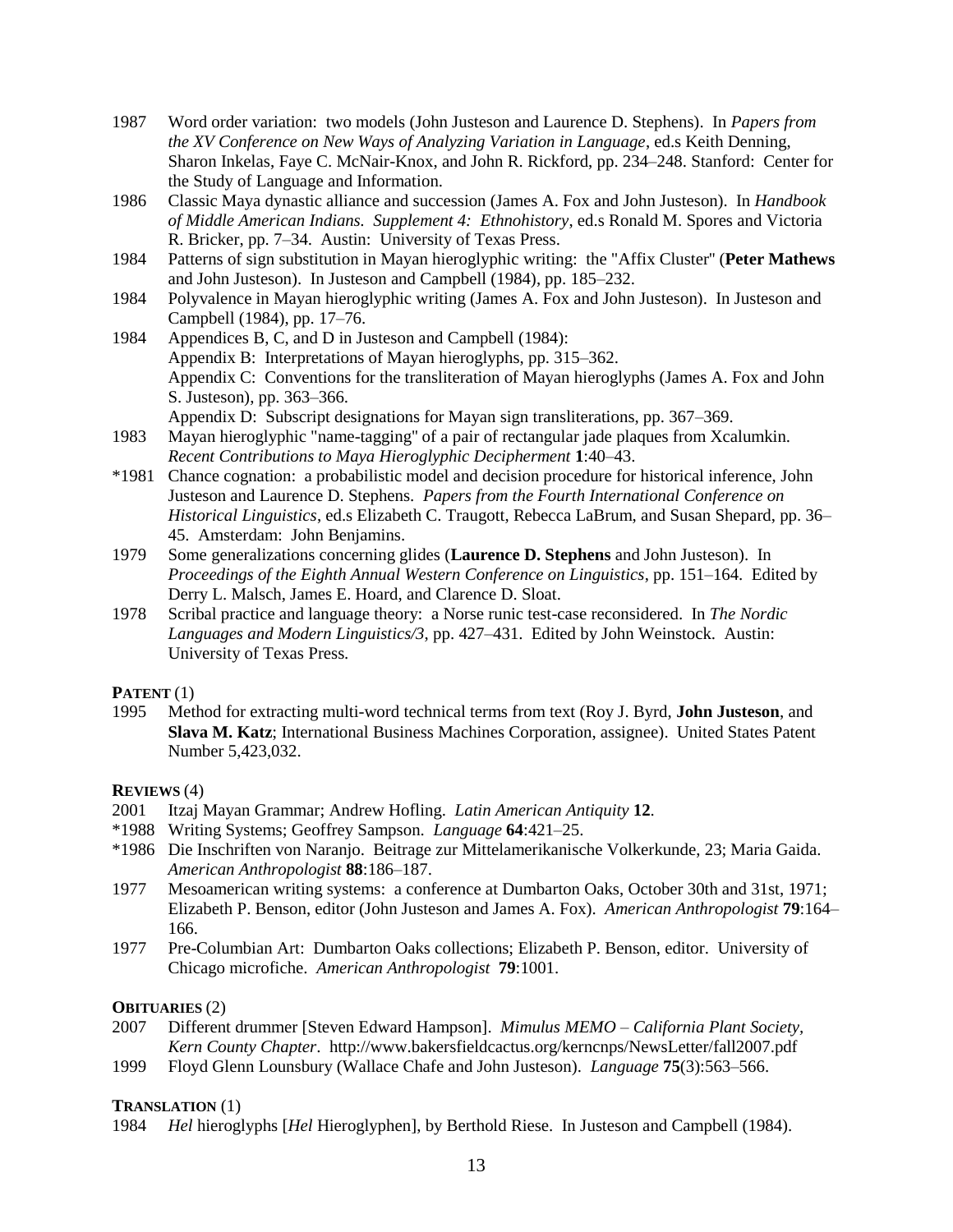1987 Word order variation: two models (John Justeson and Laurence D. Stephens). In *Papers from the XV Conference on New Ways of Analyzing Variation in Language*, ed.s Keith Denning, Sharon Inkelas, Faye C. McNair-Knox, and John R. Rickford, pp. 234–248. Stanford: Center for the Study of Language and Information.

1986 Classic Maya dynastic alliance and succession (James A. Fox and John Justeson). In *Handbook of Middle American Indians. Supplement 4: Ethnohistory*, ed.s Ronald M. Spores and Victoria R. Bricker, pp. 7–34. Austin: University of Texas Press.

1984 Patterns of sign substitution in Mayan hieroglyphic writing: the "Affix Cluster" (**Peter Mathews** and John Justeson). In Justeson and Campbell (1984), pp. 185–232.

1984 Polyvalence in Mayan hieroglyphic writing (James A. Fox and John Justeson). In Justeson and Campbell (1984), pp. 17–76.

1984 Appendices B, C, and D in Justeson and Campbell (1984):
Appendix B: Interpretations of Mayan hieroglyphs, pp. 315–362.
Appendix C: Conventions for the transliteration of Mayan hieroglyphs (James A. Fox and John S. Justeson), pp. 363–366.
Appendix D: Subscript designations for Mayan sign transliterations, pp. 367–369.

1983 Mayan hieroglyphic "name-tagging" of a pair of rectangular jade plaques from Xcalumkin. *Recent Contributions to Maya Hieroglyphic Decipherment* **1**:40–43.

*1981 Chance cognation: a probabilistic model and decision procedure for historical inference, John Justeson and Laurence D. Stephens. *Papers from the Fourth International Conference on Historical Linguistics*, ed.s Elizabeth C. Traugott, Rebecca LaBrum, and Susan Shepard, pp. 36–45. Amsterdam: John Benjamins.

1979 Some generalizations concerning glides (**Laurence D. Stephens** and John Justeson). In *Proceedings of the Eighth Annual Western Conference on Linguistics*, pp. 151–164. Edited by Derry L. Malsch, James E. Hoard, and Clarence D. Sloat.

1978 Scribal practice and language theory: a Norse runic test-case reconsidered. In *The Nordic Languages and Modern Linguistics/3*, pp. 427–431. Edited by John Weinstock. Austin: University of Texas Press.

**PATENT** (1)

1995 Method for extracting multi-word technical terms from text (Roy J. Byrd, **John Justeson**, and **Slava M. Katz**; International Business Machines Corporation, assignee). United States Patent Number 5,423,032.

**REVIEWS** (4)

2001 Itzaj Mayan Grammar; Andrew Hofling. *Latin American Antiquity* **12**.

*1988 Writing Systems; Geoffrey Sampson. *Language* **64**:421–25.

*1986 Die Inschriften von Naranjo. Beitrage zur Mittelamerikanische Volkerkunde, 23; Maria Gaida. *American Anthropologist* **88**:186–187.

1977 Mesoamerican writing systems: a conference at Dumbarton Oaks, October 30th and 31st, 1971; Elizabeth P. Benson, editor (John Justeson and James A. Fox). *American Anthropologist* **79**:164–166.

1977 Pre-Columbian Art: Dumbarton Oaks collections; Elizabeth P. Benson, editor. University of Chicago microfiche. *American Anthropologist* **79**:1001.

**OBITUARIES** (2)

2007 Different drummer [Steven Edward Hampson]. *Mimulus MEMO – California Plant Society, Kern County Chapter*. http://www.bakersfieldcactus.org/kerncnps/NewsLetter/fall2007.pdf

1999 Floyd Glenn Lounsbury (Wallace Chafe and John Justeson). *Language* **75**(3):563–566.

**TRANSLATION** (1)

1984 *Hel* hieroglyphs [*Hel* Hieroglyphen], by Berthold Riese. In Justeson and Campbell (1984).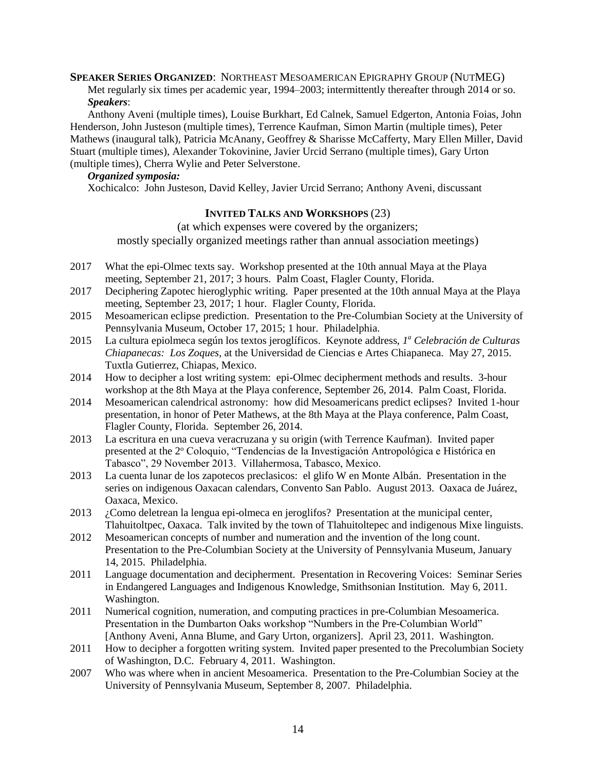**SPEAKER SERIES ORGANIZED**: NORTHEAST MESOAMERICAN EPIGRAPHY GROUP (NUTMEG)

Met regularly six times per academic year, 1994–2003; intermittently thereafter through 2014 or so.

***Speakers***:

Anthony Aveni (multiple times), Louise Burkhart, Ed Calnek, Samuel Edgerton, Antonia Foias, John Henderson, John Justeson (multiple times), Terrence Kaufman, Simon Martin (multiple times), Peter Mathews (inaugural talk), Patricia McAnany, Geoffrey & Sharisse McCafferty, Mary Ellen Miller, David Stuart (multiple times), Alexander Tokovinine, Javier Urcid Serrano (multiple times), Gary Urton (multiple times), Cherra Wylie and Peter Selverstone.

***Organized symposia:***

Xochicalco: John Justeson, David Kelley, Javier Urcid Serrano; Anthony Aveni, discussant

## INVITED TALKS AND WORKSHOPS (23)

(at which expenses were covered by the organizers;
mostly specially organized meetings rather than annual association meetings)

- 2017 What the epi-Olmec texts say. Workshop presented at the 10th annual Maya at the Playa meeting, September 21, 2017; 3 hours. Palm Coast, Flagler County, Florida.
- 2017 Deciphering Zapotec hieroglyphic writing. Paper presented at the 10th annual Maya at the Playa meeting, September 23, 2017; 1 hour. Flagler County, Florida.
- 2015 Mesoamerican eclipse prediction. Presentation to the Pre-Columbian Society at the University of Pennsylvania Museum, October 17, 2015; 1 hour. Philadelphia.
- 2015 La cultura epiolmeca según los textos jeroglíficos. Keynote address, *1ª Celebración de Culturas Chiapanecas: Los Zoques*, at the Universidad de Ciencias e Artes Chiapaneca. May 27, 2015. Tuxtla Gutierrez, Chiapas, Mexico.
- 2014 How to decipher a lost writing system: epi-Olmec decipherment methods and results. 3-hour workshop at the 8th Maya at the Playa conference, September 26, 2014. Palm Coast, Florida.
- 2014 Mesoamerican calendrical astronomy: how did Mesoamericans predict eclipses? Invited 1-hour presentation, in honor of Peter Mathews, at the 8th Maya at the Playa conference, Palm Coast, Flagler County, Florida. September 26, 2014.
- 2013 La escritura en una cueva veracruzana y su origin (with Terrence Kaufman). Invited paper presented at the 2º Coloquio, "Tendencias de la Investigación Antropológica e Histórica en Tabasco", 29 November 2013. Villahermosa, Tabasco, Mexico.
- 2013 La cuenta lunar de los zapotecos preclasicos: el glifo W en Monte Albán. Presentation in the series on indigenous Oaxacan calendars, Convento San Pablo. August 2013. Oaxaca de Juárez, Oaxaca, Mexico.
- 2013 ¿Como deletrean la lengua epi-olmeca en jeroglifos? Presentation at the municipal center, Tlahuitoltpec, Oaxaca. Talk invited by the town of Tlahuitoltepec and indigenous Mixe linguists.
- 2012 Mesoamerican concepts of number and numeration and the invention of the long count. Presentation to the Pre-Columbian Society at the University of Pennsylvania Museum, January 14, 2015. Philadelphia.
- 2011 Language documentation and decipherment. Presentation in Recovering Voices: Seminar Series in Endangered Languages and Indigenous Knowledge, Smithsonian Institution. May 6, 2011. Washington.
- 2011 Numerical cognition, numeration, and computing practices in pre-Columbian Mesoamerica. Presentation in the Dumbarton Oaks workshop "Numbers in the Pre-Columbian World" [Anthony Aveni, Anna Blume, and Gary Urton, organizers]. April 23, 2011. Washington.
- 2011 How to decipher a forgotten writing system. Invited paper presented to the Precolumbian Society of Washington, D.C. February 4, 2011. Washington.
- 2007 Who was where when in ancient Mesoamerica. Presentation to the Pre-Columbian Sociey at the University of Pennsylvania Museum, September 8, 2007. Philadelphia.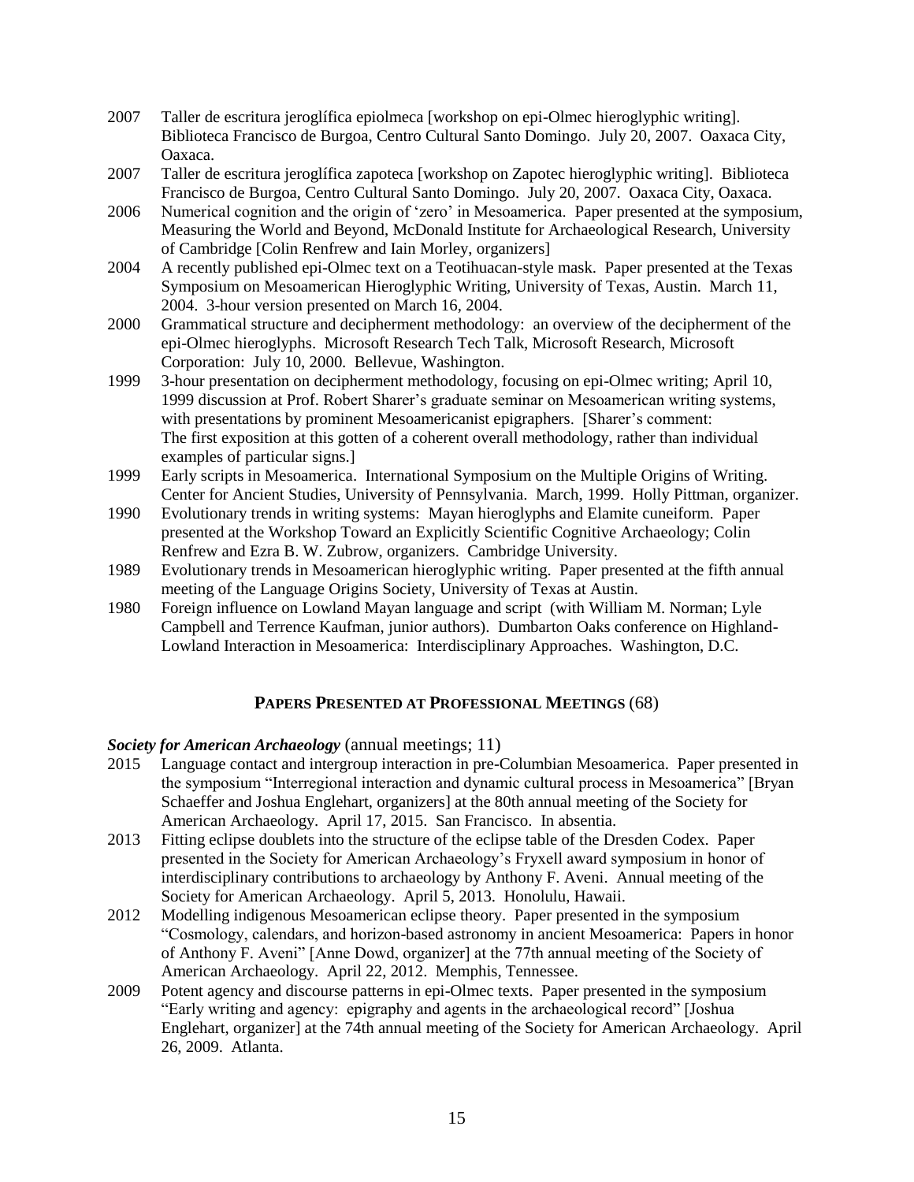2007 Taller de escritura jeroglífica epiolmeca [workshop on epi-Olmec hieroglyphic writing]. Biblioteca Francisco de Burgoa, Centro Cultural Santo Domingo. July 20, 2007. Oaxaca City, Oaxaca.

2007 Taller de escritura jeroglífica zapoteca [workshop on Zapotec hieroglyphic writing]. Biblioteca Francisco de Burgoa, Centro Cultural Santo Domingo. July 20, 2007. Oaxaca City, Oaxaca.

2006 Numerical cognition and the origin of 'zero' in Mesoamerica. Paper presented at the symposium, Measuring the World and Beyond, McDonald Institute for Archaeological Research, University of Cambridge [Colin Renfrew and Iain Morley, organizers]

2004 A recently published epi-Olmec text on a Teotihuacan-style mask. Paper presented at the Texas Symposium on Mesoamerican Hieroglyphic Writing, University of Texas, Austin. March 11, 2004. 3-hour version presented on March 16, 2004.

2000 Grammatical structure and decipherment methodology: an overview of the decipherment of the epi-Olmec hieroglyphs. Microsoft Research Tech Talk, Microsoft Research, Microsoft Corporation: July 10, 2000. Bellevue, Washington.

1999 3-hour presentation on decipherment methodology, focusing on epi-Olmec writing; April 10, 1999 discussion at Prof. Robert Sharer's graduate seminar on Mesoamerican writing systems, with presentations by prominent Mesoamericanist epigraphers. [Sharer's comment: The first exposition at this gotten of a coherent overall methodology, rather than individual examples of particular signs.]

1999 Early scripts in Mesoamerica. International Symposium on the Multiple Origins of Writing. Center for Ancient Studies, University of Pennsylvania. March, 1999. Holly Pittman, organizer.

1990 Evolutionary trends in writing systems: Mayan hieroglyphs and Elamite cuneiform. Paper presented at the Workshop Toward an Explicitly Scientific Cognitive Archaeology; Colin Renfrew and Ezra B. W. Zubrow, organizers. Cambridge University.

1989 Evolutionary trends in Mesoamerican hieroglyphic writing. Paper presented at the fifth annual meeting of the Language Origins Society, University of Texas at Austin.

1980 Foreign influence on Lowland Mayan language and script (with William M. Norman; Lyle Campbell and Terrence Kaufman, junior authors). Dumbarton Oaks conference on Highland-Lowland Interaction in Mesoamerica: Interdisciplinary Approaches. Washington, D.C.

## Papers Presented at Professional Meetings (68)

***Society for American Archaeology*** (annual meetings; 11)

2015 Language contact and intergroup interaction in pre-Columbian Mesoamerica. Paper presented in the symposium "Interregional interaction and dynamic cultural process in Mesoamerica" [Bryan Schaeffer and Joshua Englehart, organizers] at the 80th annual meeting of the Society for American Archaeology. April 17, 2015. San Francisco. In absentia.

2013 Fitting eclipse doublets into the structure of the eclipse table of the Dresden Codex. Paper presented in the Society for American Archaeology's Fryxell award symposium in honor of interdisciplinary contributions to archaeology by Anthony F. Aveni. Annual meeting of the Society for American Archaeology. April 5, 2013. Honolulu, Hawaii.

2012 Modelling indigenous Mesoamerican eclipse theory. Paper presented in the symposium "Cosmology, calendars, and horizon-based astronomy in ancient Mesoamerica: Papers in honor of Anthony F. Aveni" [Anne Dowd, organizer] at the 77th annual meeting of the Society of American Archaeology. April 22, 2012. Memphis, Tennessee.

2009 Potent agency and discourse patterns in epi-Olmec texts. Paper presented in the symposium "Early writing and agency: epigraphy and agents in the archaeological record" [Joshua Englehart, organizer] at the 74th annual meeting of the Society for American Archaeology. April 26, 2009. Atlanta.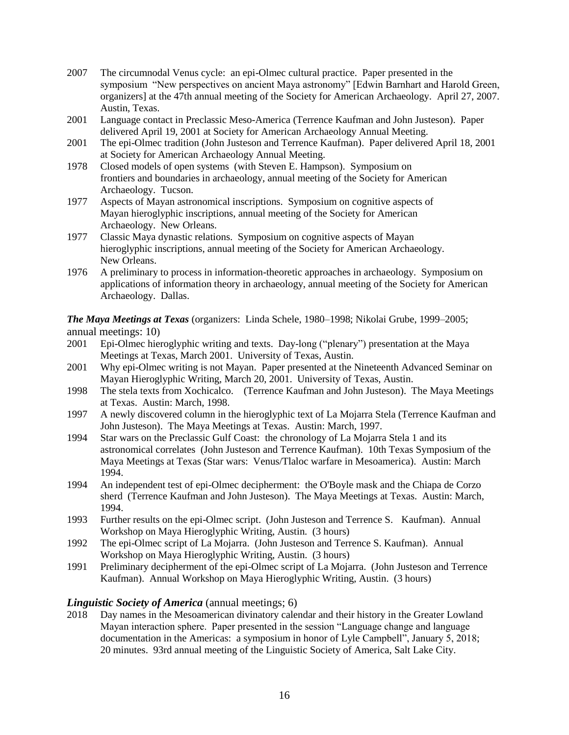2007 The circumnodal Venus cycle: an epi-Olmec cultural practice. Paper presented in the symposium "New perspectives on ancient Maya astronomy" [Edwin Barnhart and Harold Green, organizers] at the 47th annual meeting of the Society for American Archaeology. April 27, 2007. Austin, Texas.

2001 Language contact in Preclassic Meso-America (Terrence Kaufman and John Justeson). Paper delivered April 19, 2001 at Society for American Archaeology Annual Meeting.

2001 The epi-Olmec tradition (John Justeson and Terrence Kaufman). Paper delivered April 18, 2001 at Society for American Archaeology Annual Meeting.

1978 Closed models of open systems (with Steven E. Hampson). Symposium on frontiers and boundaries in archaeology, annual meeting of the Society for American Archaeology. Tucson.

1977 Aspects of Mayan astronomical inscriptions. Symposium on cognitive aspects of Mayan hieroglyphic inscriptions, annual meeting of the Society for American Archaeology. New Orleans.

1977 Classic Maya dynastic relations. Symposium on cognitive aspects of Mayan hieroglyphic inscriptions, annual meeting of the Society for American Archaeology. New Orleans.

1976 A preliminary to process in information-theoretic approaches in archaeology. Symposium on applications of information theory in archaeology, annual meeting of the Society for American Archaeology. Dallas.

***The Maya Meetings at Texas*** (organizers: Linda Schele, 1980–1998; Nikolai Grube, 1999–2005; annual meetings: 10)

2001 Epi-Olmec hieroglyphic writing and texts. Day-long ("plenary") presentation at the Maya Meetings at Texas, March 2001. University of Texas, Austin.

2001 Why epi-Olmec writing is not Mayan. Paper presented at the Nineteenth Advanced Seminar on Mayan Hieroglyphic Writing, March 20, 2001. University of Texas, Austin.

1998 The stela texts from Xochicalco. (Terrence Kaufman and John Justeson). The Maya Meetings at Texas. Austin: March, 1998.

1997 A newly discovered column in the hieroglyphic text of La Mojarra Stela (Terrence Kaufman and John Justeson). The Maya Meetings at Texas. Austin: March, 1997.

1994 Star wars on the Preclassic Gulf Coast: the chronology of La Mojarra Stela 1 and its astronomical correlates (John Justeson and Terrence Kaufman). 10th Texas Symposium of the Maya Meetings at Texas (Star wars: Venus/Tlaloc warfare in Mesoamerica). Austin: March 1994.

1994 An independent test of epi-Olmec decipherment: the O'Boyle mask and the Chiapa de Corzo sherd (Terrence Kaufman and John Justeson). The Maya Meetings at Texas. Austin: March, 1994.

1993 Further results on the epi-Olmec script. (John Justeson and Terrence S. Kaufman). Annual Workshop on Maya Hieroglyphic Writing, Austin. (3 hours)

1992 The epi-Olmec script of La Mojarra. (John Justeson and Terrence S. Kaufman). Annual Workshop on Maya Hieroglyphic Writing, Austin. (3 hours)

1991 Preliminary decipherment of the epi-Olmec script of La Mojarra. (John Justeson and Terrence Kaufman). Annual Workshop on Maya Hieroglyphic Writing, Austin. (3 hours)

### *Linguistic Society of America* (annual meetings; 6)

2018 Day names in the Mesoamerican divinatory calendar and their history in the Greater Lowland Mayan interaction sphere. Paper presented in the session "Language change and language documentation in the Americas: a symposium in honor of Lyle Campbell", January 5, 2018; 20 minutes. 93rd annual meeting of the Linguistic Society of America, Salt Lake City.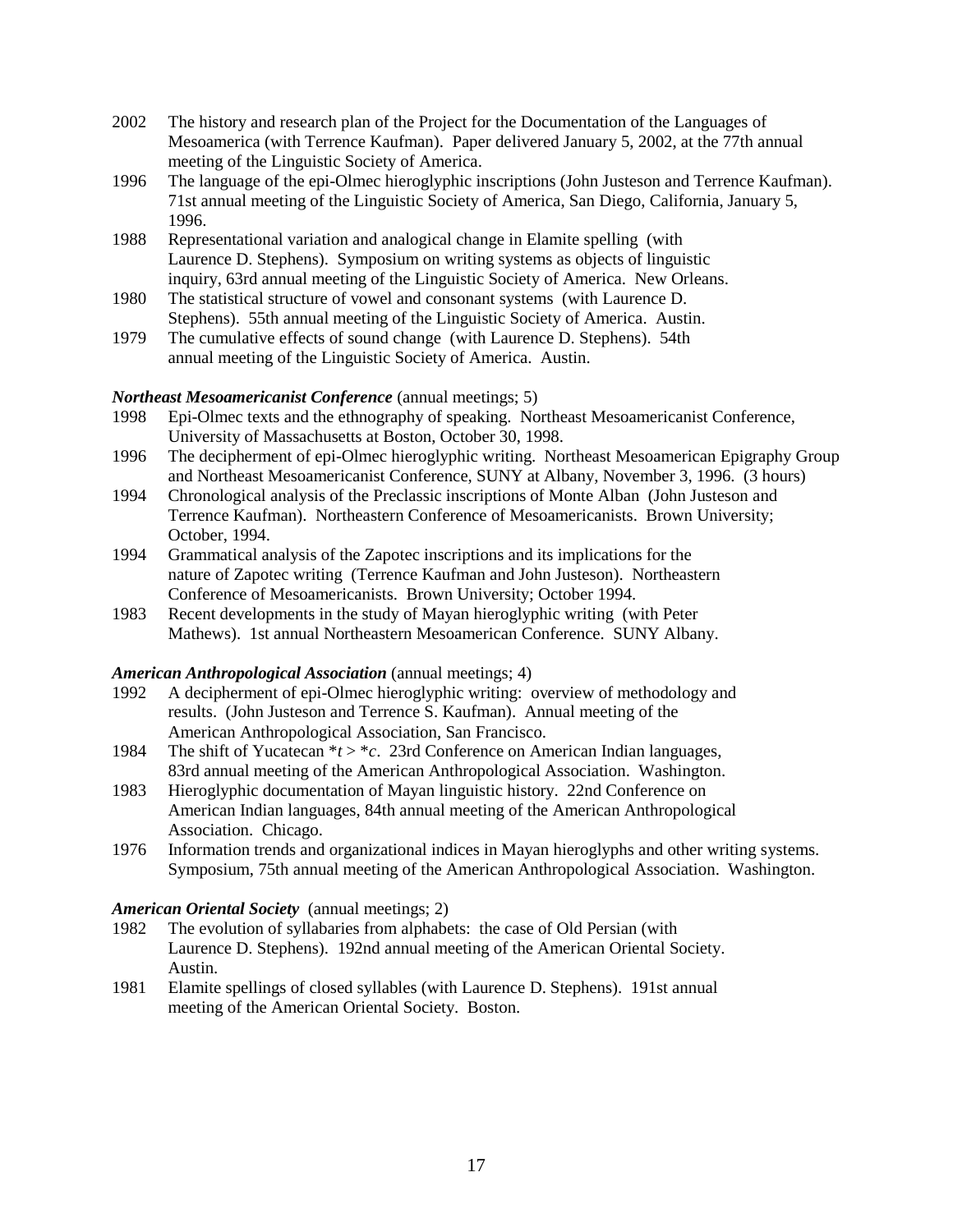2002 The history and research plan of the Project for the Documentation of the Languages of Mesoamerica (with Terrence Kaufman). Paper delivered January 5, 2002, at the 77th annual meeting of the Linguistic Society of America.

1996 The language of the epi-Olmec hieroglyphic inscriptions (John Justeson and Terrence Kaufman). 71st annual meeting of the Linguistic Society of America, San Diego, California, January 5, 1996.

1988 Representational variation and analogical change in Elamite spelling (with Laurence D. Stephens). Symposium on writing systems as objects of linguistic inquiry, 63rd annual meeting of the Linguistic Society of America. New Orleans.

1980 The statistical structure of vowel and consonant systems (with Laurence D. Stephens). 55th annual meeting of the Linguistic Society of America. Austin.

1979 The cumulative effects of sound change (with Laurence D. Stephens). 54th annual meeting of the Linguistic Society of America. Austin.

***Northeast Mesoamericanist Conference*** (annual meetings; 5)

1998 Epi-Olmec texts and the ethnography of speaking. Northeast Mesoamericanist Conference, University of Massachusetts at Boston, October 30, 1998.

1996 The decipherment of epi-Olmec hieroglyphic writing. Northeast Mesoamerican Epigraphy Group and Northeast Mesoamericanist Conference, SUNY at Albany, November 3, 1996. (3 hours)

1994 Chronological analysis of the Preclassic inscriptions of Monte Alban (John Justeson and Terrence Kaufman). Northeastern Conference of Mesoamericanists. Brown University; October, 1994.

1994 Grammatical analysis of the Zapotec inscriptions and its implications for the nature of Zapotec writing (Terrence Kaufman and John Justeson). Northeastern Conference of Mesoamericanists. Brown University; October 1994.

1983 Recent developments in the study of Mayan hieroglyphic writing (with Peter Mathews). 1st annual Northeastern Mesoamerican Conference. SUNY Albany.

***American Anthropological Association*** (annual meetings; 4)

1992 A decipherment of epi-Olmec hieroglyphic writing: overview of methodology and results. (John Justeson and Terrence S. Kaufman). Annual meeting of the American Anthropological Association, San Francisco.

1984 The shift of Yucatecan \**t* > \**c*. 23rd Conference on American Indian languages, 83rd annual meeting of the American Anthropological Association. Washington.

1983 Hieroglyphic documentation of Mayan linguistic history. 22nd Conference on American Indian languages, 84th annual meeting of the American Anthropological Association. Chicago.

1976 Information trends and organizational indices in Mayan hieroglyphs and other writing systems. Symposium, 75th annual meeting of the American Anthropological Association. Washington.

***American Oriental Society*** (annual meetings; 2)

1982 The evolution of syllabaries from alphabets: the case of Old Persian (with Laurence D. Stephens). 192nd annual meeting of the American Oriental Society. Austin.

1981 Elamite spellings of closed syllables (with Laurence D. Stephens). 191st annual meeting of the American Oriental Society. Boston.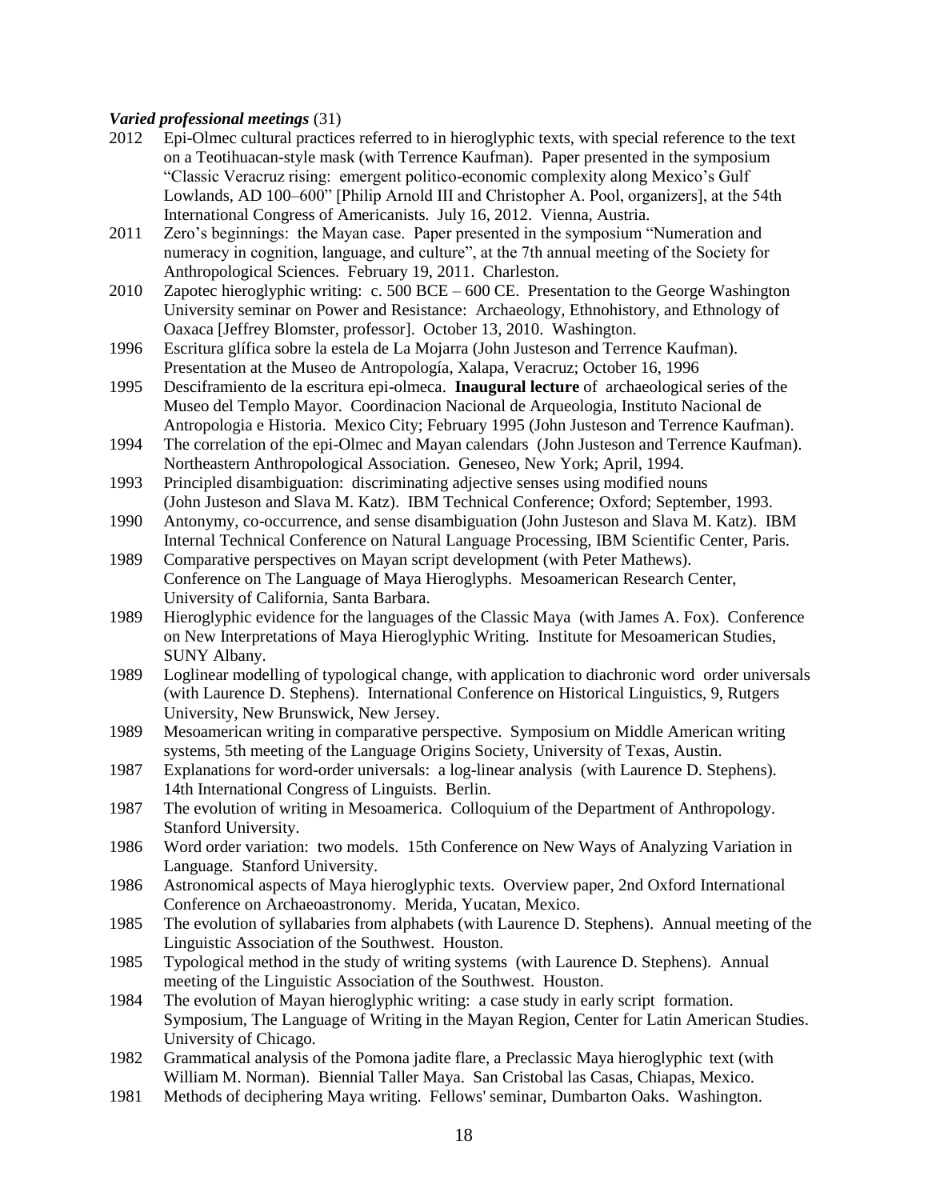***Varied professional meetings*** (31)

2012 Epi-Olmec cultural practices referred to in hieroglyphic texts, with special reference to the text on a Teotihuacan-style mask (with Terrence Kaufman). Paper presented in the symposium "Classic Veracruz rising: emergent politico-economic complexity along Mexico's Gulf Lowlands, AD 100–600" [Philip Arnold III and Christopher A. Pool, organizers], at the 54th International Congress of Americanists. July 16, 2012. Vienna, Austria.

2011 Zero's beginnings: the Mayan case. Paper presented in the symposium "Numeration and numeracy in cognition, language, and culture", at the 7th annual meeting of the Society for Anthropological Sciences. February 19, 2011. Charleston.

2010 Zapotec hieroglyphic writing: c. 500 BCE – 600 CE. Presentation to the George Washington University seminar on Power and Resistance: Archaeology, Ethnohistory, and Ethnology of Oaxaca [Jeffrey Blomster, professor]. October 13, 2010. Washington.

1996 Escritura glífica sobre la estela de La Mojarra (John Justeson and Terrence Kaufman). Presentation at the Museo de Antropología, Xalapa, Veracruz; October 16, 1996

1995 Desciframiento de la escritura epi-olmeca. **Inaugural lecture** of archaeological series of the Museo del Templo Mayor. Coordinacion Nacional de Arqueologia, Instituto Nacional de Antropologia e Historia. Mexico City; February 1995 (John Justeson and Terrence Kaufman).

1994 The correlation of the epi-Olmec and Mayan calendars (John Justeson and Terrence Kaufman). Northeastern Anthropological Association. Geneseo, New York; April, 1994.

1993 Principled disambiguation: discriminating adjective senses using modified nouns (John Justeson and Slava M. Katz). IBM Technical Conference; Oxford; September, 1993.

1990 Antonymy, co-occurrence, and sense disambiguation (John Justeson and Slava M. Katz). IBM Internal Technical Conference on Natural Language Processing, IBM Scientific Center, Paris.

1989 Comparative perspectives on Mayan script development (with Peter Mathews). Conference on The Language of Maya Hieroglyphs. Mesoamerican Research Center, University of California, Santa Barbara.

1989 Hieroglyphic evidence for the languages of the Classic Maya (with James A. Fox). Conference on New Interpretations of Maya Hieroglyphic Writing. Institute for Mesoamerican Studies, SUNY Albany.

1989 Loglinear modelling of typological change, with application to diachronic word order universals (with Laurence D. Stephens). International Conference on Historical Linguistics, 9, Rutgers University, New Brunswick, New Jersey.

1989 Mesoamerican writing in comparative perspective. Symposium on Middle American writing systems, 5th meeting of the Language Origins Society, University of Texas, Austin.

1987 Explanations for word-order universals: a log-linear analysis (with Laurence D. Stephens). 14th International Congress of Linguists. Berlin.

1987 The evolution of writing in Mesoamerica. Colloquium of the Department of Anthropology. Stanford University.

1986 Word order variation: two models. 15th Conference on New Ways of Analyzing Variation in Language. Stanford University.

1986 Astronomical aspects of Maya hieroglyphic texts. Overview paper, 2nd Oxford International Conference on Archaeoastronomy. Merida, Yucatan, Mexico.

1985 The evolution of syllabaries from alphabets (with Laurence D. Stephens). Annual meeting of the Linguistic Association of the Southwest. Houston.

1985 Typological method in the study of writing systems (with Laurence D. Stephens). Annual meeting of the Linguistic Association of the Southwest. Houston.

1984 The evolution of Mayan hieroglyphic writing: a case study in early script formation. Symposium, The Language of Writing in the Mayan Region, Center for Latin American Studies. University of Chicago.

1982 Grammatical analysis of the Pomona jadite flare, a Preclassic Maya hieroglyphic text (with William M. Norman). Biennial Taller Maya. San Cristobal las Casas, Chiapas, Mexico.

1981 Methods of deciphering Maya writing. Fellows' seminar, Dumbarton Oaks. Washington.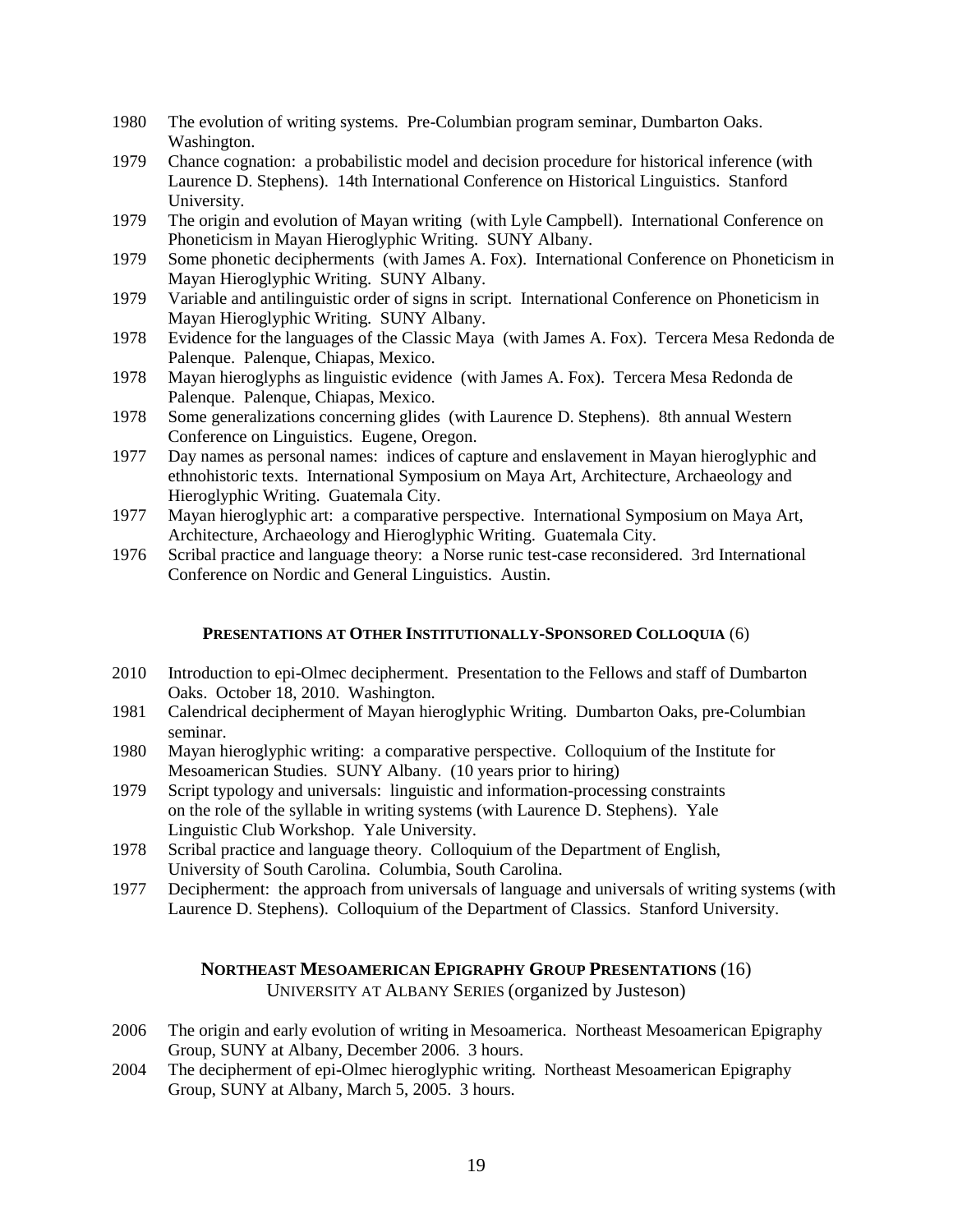1980 The evolution of writing systems. Pre-Columbian program seminar, Dumbarton Oaks. Washington.

1979 Chance cognation: a probabilistic model and decision procedure for historical inference (with Laurence D. Stephens). 14th International Conference on Historical Linguistics. Stanford University.

1979 The origin and evolution of Mayan writing (with Lyle Campbell). International Conference on Phoneticism in Mayan Hieroglyphic Writing. SUNY Albany.

1979 Some phonetic decipherments (with James A. Fox). International Conference on Phoneticism in Mayan Hieroglyphic Writing. SUNY Albany.

1979 Variable and antilinguistic order of signs in script. International Conference on Phoneticism in Mayan Hieroglyphic Writing. SUNY Albany.

1978 Evidence for the languages of the Classic Maya (with James A. Fox). Tercera Mesa Redonda de Palenque. Palenque, Chiapas, Mexico.

1978 Mayan hieroglyphs as linguistic evidence (with James A. Fox). Tercera Mesa Redonda de Palenque. Palenque, Chiapas, Mexico.

1978 Some generalizations concerning glides (with Laurence D. Stephens). 8th annual Western Conference on Linguistics. Eugene, Oregon.

1977 Day names as personal names: indices of capture and enslavement in Mayan hieroglyphic and ethnohistoric texts. International Symposium on Maya Art, Architecture, Archaeology and Hieroglyphic Writing. Guatemala City.

1977 Mayan hieroglyphic art: a comparative perspective. International Symposium on Maya Art, Architecture, Archaeology and Hieroglyphic Writing. Guatemala City.

1976 Scribal practice and language theory: a Norse runic test-case reconsidered. 3rd International Conference on Nordic and General Linguistics. Austin.

## PRESENTATIONS AT OTHER INSTITUTIONALLY-SPONSORED COLLOQUIA (6)

2010 Introduction to epi-Olmec decipherment. Presentation to the Fellows and staff of Dumbarton Oaks. October 18, 2010. Washington.

1981 Calendrical decipherment of Mayan hieroglyphic Writing. Dumbarton Oaks, pre-Columbian seminar.

1980 Mayan hieroglyphic writing: a comparative perspective. Colloquium of the Institute for Mesoamerican Studies. SUNY Albany. (10 years prior to hiring)

1979 Script typology and universals: linguistic and information-processing constraints on the role of the syllable in writing systems (with Laurence D. Stephens). Yale Linguistic Club Workshop. Yale University.

1978 Scribal practice and language theory. Colloquium of the Department of English, University of South Carolina. Columbia, South Carolina.

1977 Decipherment: the approach from universals of language and universals of writing systems (with Laurence D. Stephens). Colloquium of the Department of Classics. Stanford University.

## NORTHEAST MESOAMERICAN EPIGRAPHY GROUP PRESENTATIONS (16)

UNIVERSITY AT ALBANY SERIES (organized by Justeson)

2006 The origin and early evolution of writing in Mesoamerica. Northeast Mesoamerican Epigraphy Group, SUNY at Albany, December 2006. 3 hours.

2004 The decipherment of epi-Olmec hieroglyphic writing. Northeast Mesoamerican Epigraphy Group, SUNY at Albany, March 5, 2005. 3 hours.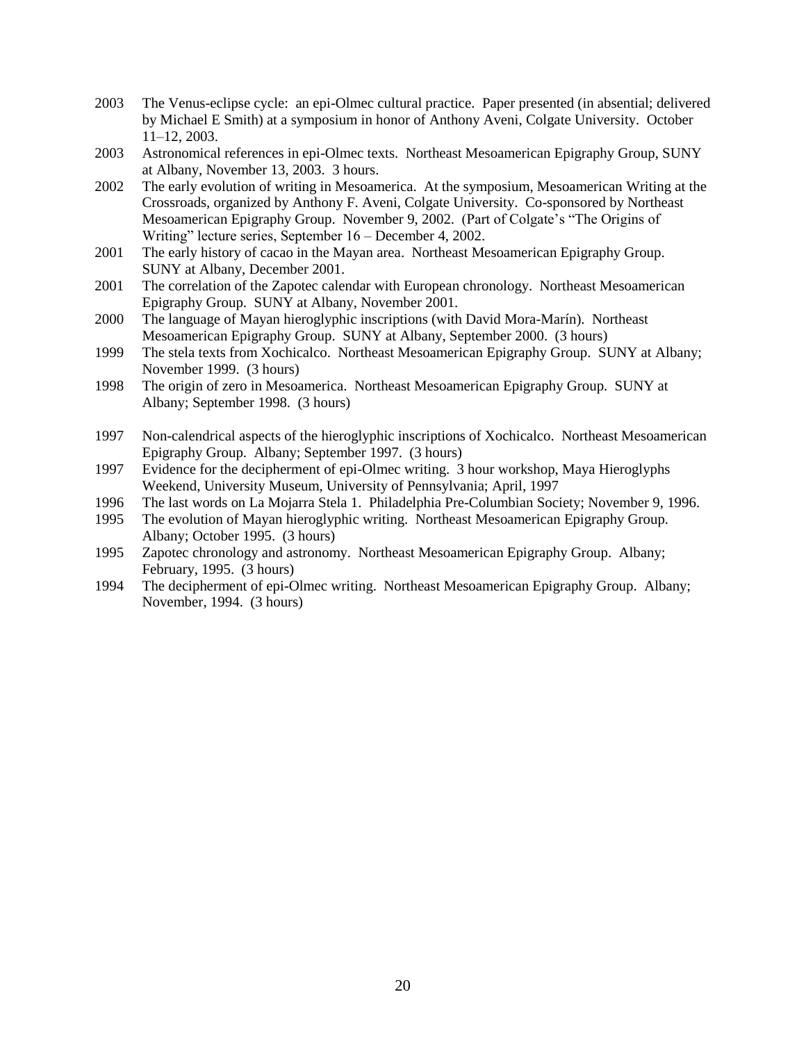2003 The Venus-eclipse cycle: an epi-Olmec cultural practice. Paper presented (in absential; delivered by Michael E Smith) at a symposium in honor of Anthony Aveni, Colgate University. October 11–12, 2003.

2003 Astronomical references in epi-Olmec texts. Northeast Mesoamerican Epigraphy Group, SUNY at Albany, November 13, 2003. 3 hours.

2002 The early evolution of writing in Mesoamerica. At the symposium, Mesoamerican Writing at the Crossroads, organized by Anthony F. Aveni, Colgate University. Co-sponsored by Northeast Mesoamerican Epigraphy Group. November 9, 2002. (Part of Colgate's "The Origins of Writing" lecture series, September 16 – December 4, 2002.

2001 The early history of cacao in the Mayan area. Northeast Mesoamerican Epigraphy Group. SUNY at Albany, December 2001.

2001 The correlation of the Zapotec calendar with European chronology. Northeast Mesoamerican Epigraphy Group. SUNY at Albany, November 2001.

2000 The language of Mayan hieroglyphic inscriptions (with David Mora-Marín). Northeast Mesoamerican Epigraphy Group. SUNY at Albany, September 2000. (3 hours)

1999 The stela texts from Xochicalco. Northeast Mesoamerican Epigraphy Group. SUNY at Albany; November 1999. (3 hours)

1998 The origin of zero in Mesoamerica. Northeast Mesoamerican Epigraphy Group. SUNY at Albany; September 1998. (3 hours)

1997 Non-calendrical aspects of the hieroglyphic inscriptions of Xochicalco. Northeast Mesoamerican Epigraphy Group. Albany; September 1997. (3 hours)

1997 Evidence for the decipherment of epi-Olmec writing. 3 hour workshop, Maya Hieroglyphs Weekend, University Museum, University of Pennsylvania; April, 1997

1996 The last words on La Mojarra Stela 1. Philadelphia Pre-Columbian Society; November 9, 1996.

1995 The evolution of Mayan hieroglyphic writing. Northeast Mesoamerican Epigraphy Group. Albany; October 1995. (3 hours)

1995 Zapotec chronology and astronomy. Northeast Mesoamerican Epigraphy Group. Albany; February, 1995. (3 hours)

1994 The decipherment of epi-Olmec writing. Northeast Mesoamerican Epigraphy Group. Albany; November, 1994. (3 hours)